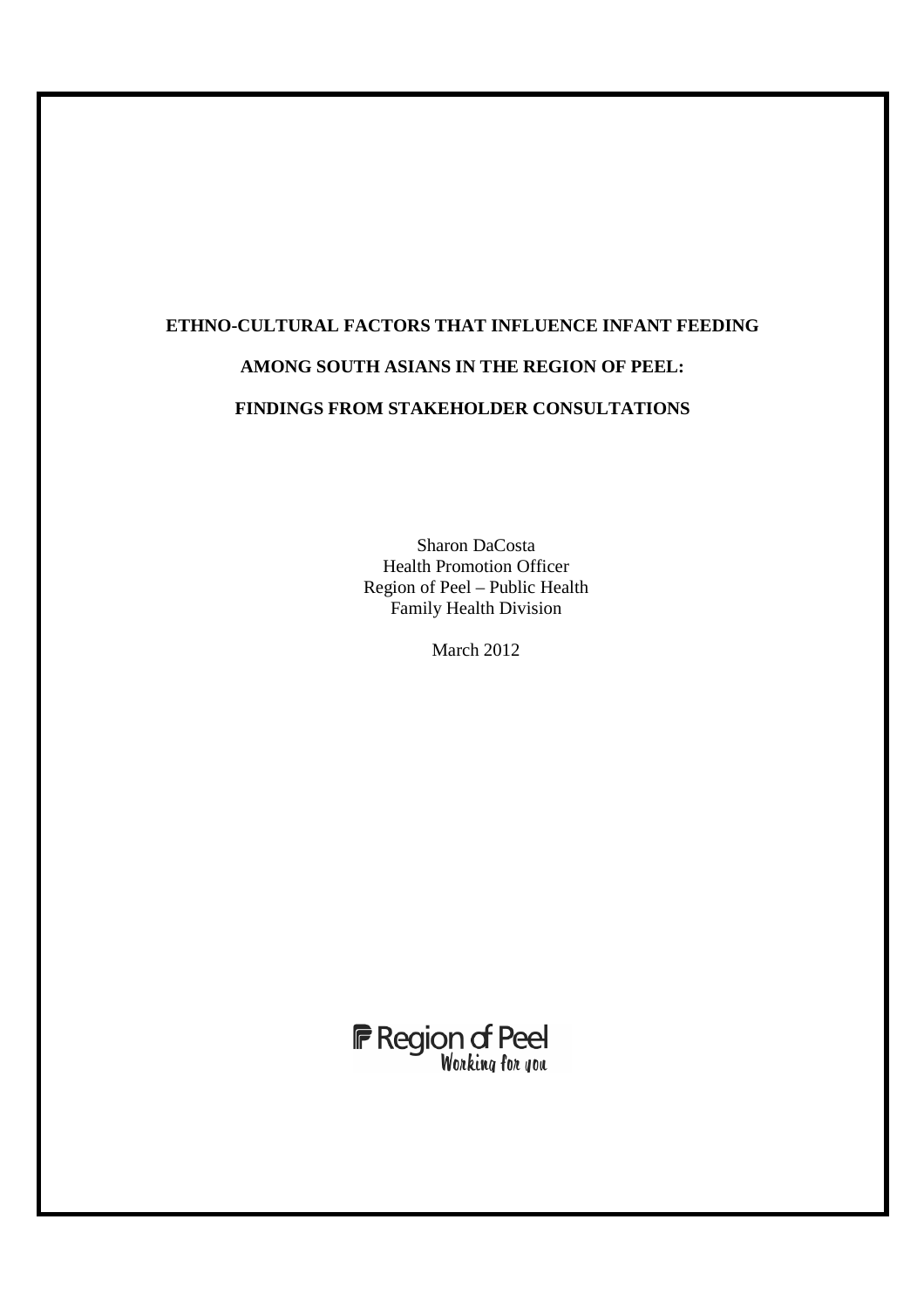# ETHNO-CULTURAL FACTORS THAT INFLUENCE INFANT FEEDING AMONG SOUTH ASIANS IN THE REGION OF PEEL: FINDINGS FROM STAKEHOLDER CONSULTATIONS

Sharon DaCosta
Health Promotion Officer
Region of Peel – Public Health
Family Health Division

March 2012

Region of Peel
Working for you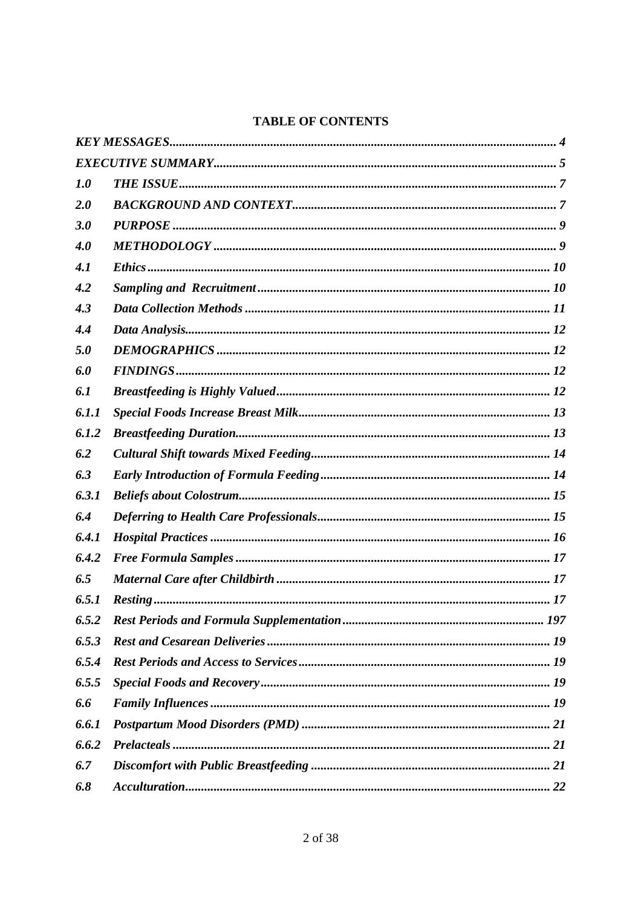# TABLE OF CONTENTS

| | | |
|---|---|---|
| ***KEY MESSAGES*** | | ***4*** |
| ***EXECUTIVE SUMMARY*** | | ***5*** |
| ***1.0*** | ***THE ISSUE*** | ***7*** |
| ***2.0*** | ***BACKGROUND AND CONTEXT*** | ***7*** |
| ***3.0*** | ***PURPOSE*** | ***9*** |
| ***4.0*** | ***METHODOLOGY*** | ***9*** |
| ***4.1*** | ***Ethics*** | ***10*** |
| ***4.2*** | ***Sampling and Recruitment*** | ***10*** |
| ***4.3*** | ***Data Collection Methods*** | ***11*** |
| ***4.4*** | ***Data Analysis*** | ***12*** |
| ***5.0*** | ***DEMOGRAPHICS*** | ***12*** |
| ***6.0*** | ***FINDINGS*** | ***12*** |
| ***6.1*** | ***Breastfeeding is Highly Valued*** | ***12*** |
| ***6.1.1*** | ***Special Foods Increase Breast Milk*** | ***13*** |
| ***6.1.2*** | ***Breastfeeding Duration*** | ***13*** |
| ***6.2*** | ***Cultural Shift towards Mixed Feeding*** | ***14*** |
| ***6.3*** | ***Early Introduction of Formula Feeding*** | ***14*** |
| ***6.3.1*** | ***Beliefs about Colostrum*** | ***15*** |
| ***6.4*** | ***Deferring to Health Care Professionals*** | ***15*** |
| ***6.4.1*** | ***Hospital Practices*** | ***16*** |
| ***6.4.2*** | ***Free Formula Samples*** | ***17*** |
| ***6.5*** | ***Maternal Care after Childbirth*** | ***17*** |
| ***6.5.1*** | ***Resting*** | ***17*** |
| ***6.5.2*** | ***Rest Periods and Formula Supplementation*** | ***197*** |
| ***6.5.3*** | ***Rest and Cesarean Deliveries*** | ***19*** |
| ***6.5.4*** | ***Rest Periods and Access to Services*** | ***19*** |
| ***6.5.5*** | ***Special Foods and Recovery*** | ***19*** |
| ***6.6*** | ***Family Influences*** | ***19*** |
| ***6.6.1*** | ***Postpartum Mood Disorders (PMD)*** | ***21*** |
| ***6.6.2*** | ***Prelacteals*** | ***21*** |
| ***6.7*** | ***Discomfort with Public Breastfeeding*** | ***21*** |
| ***6.8*** | ***Acculturation*** | ***22*** |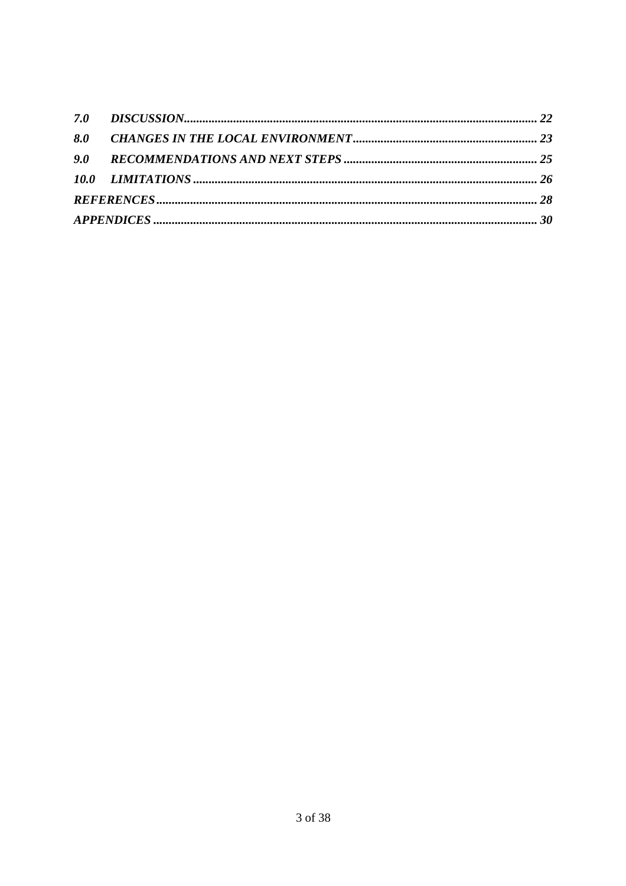***7.0 DISCUSSION................................................................................................................... 22***

***8.0 CHANGES IN THE LOCAL ENVIRONMENT............................................................ 23***

***9.0 RECOMMENDATIONS AND NEXT STEPS ............................................................... 25***

***10.0 LIMITATIONS ............................................................................................................... 26***

***REFERENCES........................................................................................................................... 28***

***APPENDICES ............................................................................................................................ 30***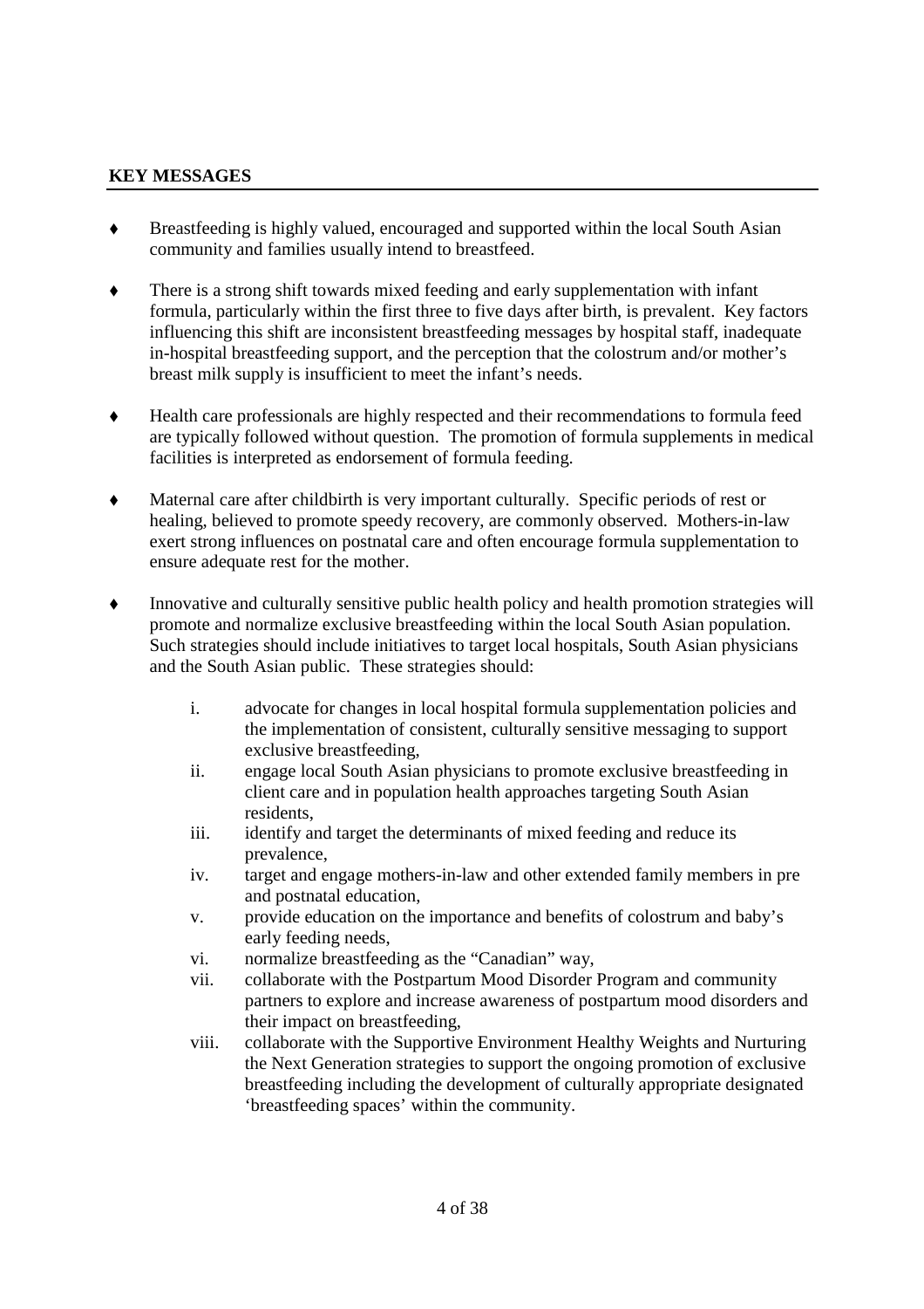## KEY MESSAGES

- Breastfeeding is highly valued, encouraged and supported within the local South Asian community and families usually intend to breastfeed.

- There is a strong shift towards mixed feeding and early supplementation with infant formula, particularly within the first three to five days after birth, is prevalent. Key factors influencing this shift are inconsistent breastfeeding messages by hospital staff, inadequate in-hospital breastfeeding support, and the perception that the colostrum and/or mother's breast milk supply is insufficient to meet the infant's needs.

- Health care professionals are highly respected and their recommendations to formula feed are typically followed without question. The promotion of formula supplements in medical facilities is interpreted as endorsement of formula feeding.

- Maternal care after childbirth is very important culturally. Specific periods of rest or healing, believed to promote speedy recovery, are commonly observed. Mothers-in-law exert strong influences on postnatal care and often encourage formula supplementation to ensure adequate rest for the mother.

- Innovative and culturally sensitive public health policy and health promotion strategies will promote and normalize exclusive breastfeeding within the local South Asian population. Such strategies should include initiatives to target local hospitals, South Asian physicians and the South Asian public. These strategies should:

    i. advocate for changes in local hospital formula supplementation policies and the implementation of consistent, culturally sensitive messaging to support exclusive breastfeeding,
    ii. engage local South Asian physicians to promote exclusive breastfeeding in client care and in population health approaches targeting South Asian residents,
    iii. identify and target the determinants of mixed feeding and reduce its prevalence,
    iv. target and engage mothers-in-law and other extended family members in pre and postnatal education,
    v. provide education on the importance and benefits of colostrum and baby's early feeding needs,
    vi. normalize breastfeeding as the "Canadian" way,
    vii. collaborate with the Postpartum Mood Disorder Program and community partners to explore and increase awareness of postpartum mood disorders and their impact on breastfeeding,
    viii. collaborate with the Supportive Environment Healthy Weights and Nurturing the Next Generation strategies to support the ongoing promotion of exclusive breastfeeding including the development of culturally appropriate designated 'breastfeeding spaces' within the community.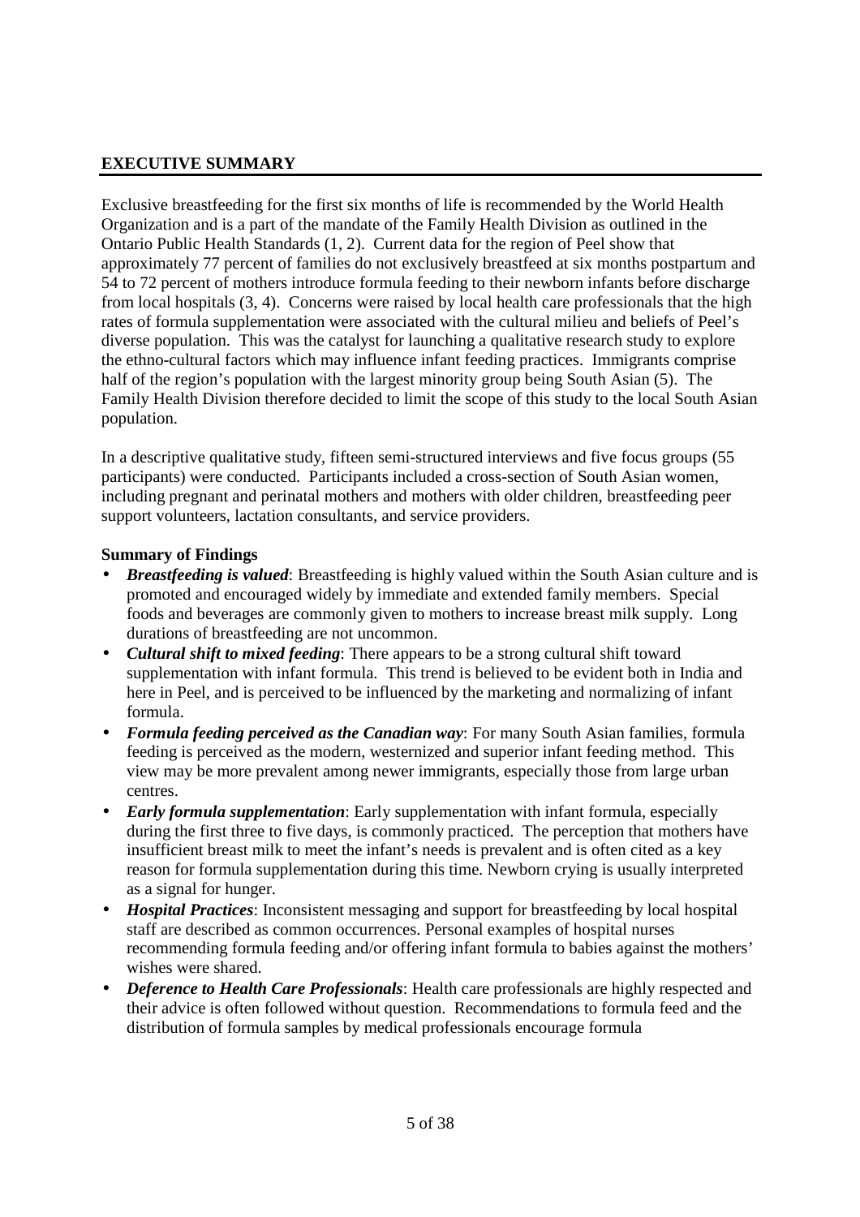## EXECUTIVE SUMMARY

Exclusive breastfeeding for the first six months of life is recommended by the World Health Organization and is a part of the mandate of the Family Health Division as outlined in the Ontario Public Health Standards (1, 2). Current data for the region of Peel show that approximately 77 percent of families do not exclusively breastfeed at six months postpartum and 54 to 72 percent of mothers introduce formula feeding to their newborn infants before discharge from local hospitals (3, 4). Concerns were raised by local health care professionals that the high rates of formula supplementation were associated with the cultural milieu and beliefs of Peel's diverse population. This was the catalyst for launching a qualitative research study to explore the ethno-cultural factors which may influence infant feeding practices. Immigrants comprise half of the region's population with the largest minority group being South Asian (5). The Family Health Division therefore decided to limit the scope of this study to the local South Asian population.

In a descriptive qualitative study, fifteen semi-structured interviews and five focus groups (55 participants) were conducted. Participants included a cross-section of South Asian women, including pregnant and perinatal mothers and mothers with older children, breastfeeding peer support volunteers, lactation consultants, and service providers.

### Summary of Findings

- ***Breastfeeding is valued***: Breastfeeding is highly valued within the South Asian culture and is promoted and encouraged widely by immediate and extended family members. Special foods and beverages are commonly given to mothers to increase breast milk supply. Long durations of breastfeeding are not uncommon.
- ***Cultural shift to mixed feeding***: There appears to be a strong cultural shift toward supplementation with infant formula. This trend is believed to be evident both in India and here in Peel, and is perceived to be influenced by the marketing and normalizing of infant formula.
- ***Formula feeding perceived as the Canadian way***: For many South Asian families, formula feeding is perceived as the modern, westernized and superior infant feeding method. This view may be more prevalent among newer immigrants, especially those from large urban centres.
- ***Early formula supplementation***: Early supplementation with infant formula, especially during the first three to five days, is commonly practiced. The perception that mothers have insufficient breast milk to meet the infant's needs is prevalent and is often cited as a key reason for formula supplementation during this time. Newborn crying is usually interpreted as a signal for hunger.
- ***Hospital Practices***: Inconsistent messaging and support for breastfeeding by local hospital staff are described as common occurrences. Personal examples of hospital nurses recommending formula feeding and/or offering infant formula to babies against the mothers' wishes were shared.
- ***Deference to Health Care Professionals***: Health care professionals are highly respected and their advice is often followed without question. Recommendations to formula feed and the distribution of formula samples by medical professionals encourage formula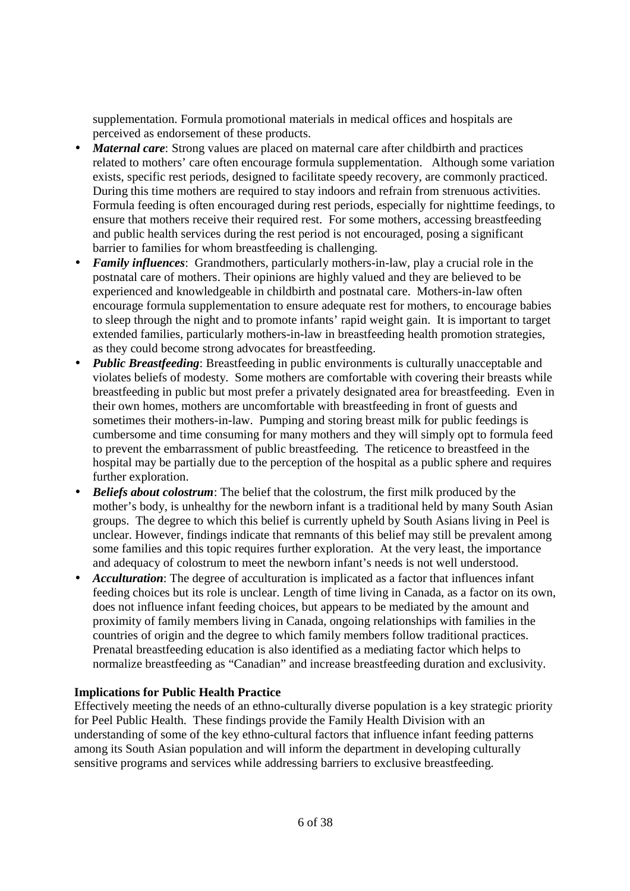supplementation. Formula promotional materials in medical offices and hospitals are perceived as endorsement of these products.

- ***Maternal care***: Strong values are placed on maternal care after childbirth and practices related to mothers' care often encourage formula supplementation. Although some variation exists, specific rest periods, designed to facilitate speedy recovery, are commonly practiced. During this time mothers are required to stay indoors and refrain from strenuous activities. Formula feeding is often encouraged during rest periods, especially for nighttime feedings, to ensure that mothers receive their required rest. For some mothers, accessing breastfeeding and public health services during the rest period is not encouraged, posing a significant barrier to families for whom breastfeeding is challenging.
- ***Family influences***: Grandmothers, particularly mothers-in-law, play a crucial role in the postnatal care of mothers. Their opinions are highly valued and they are believed to be experienced and knowledgeable in childbirth and postnatal care. Mothers-in-law often encourage formula supplementation to ensure adequate rest for mothers, to encourage babies to sleep through the night and to promote infants' rapid weight gain. It is important to target extended families, particularly mothers-in-law in breastfeeding health promotion strategies, as they could become strong advocates for breastfeeding.
- ***Public Breastfeeding***: Breastfeeding in public environments is culturally unacceptable and violates beliefs of modesty. Some mothers are comfortable with covering their breasts while breastfeeding in public but most prefer a privately designated area for breastfeeding. Even in their own homes, mothers are uncomfortable with breastfeeding in front of guests and sometimes their mothers-in-law. Pumping and storing breast milk for public feedings is cumbersome and time consuming for many mothers and they will simply opt to formula feed to prevent the embarrassment of public breastfeeding. The reticence to breastfeed in the hospital may be partially due to the perception of the hospital as a public sphere and requires further exploration.
- ***Beliefs about colostrum***: The belief that the colostrum, the first milk produced by the mother's body, is unhealthy for the newborn infant is a traditional held by many South Asian groups. The degree to which this belief is currently upheld by South Asians living in Peel is unclear. However, findings indicate that remnants of this belief may still be prevalent among some families and this topic requires further exploration. At the very least, the importance and adequacy of colostrum to meet the newborn infant's needs is not well understood.
- ***Acculturation***: The degree of acculturation is implicated as a factor that influences infant feeding choices but its role is unclear. Length of time living in Canada, as a factor on its own, does not influence infant feeding choices, but appears to be mediated by the amount and proximity of family members living in Canada, ongoing relationships with families in the countries of origin and the degree to which family members follow traditional practices. Prenatal breastfeeding education is also identified as a mediating factor which helps to normalize breastfeeding as "Canadian" and increase breastfeeding duration and exclusivity.

**Implications for Public Health Practice**

Effectively meeting the needs of an ethno-culturally diverse population is a key strategic priority for Peel Public Health. These findings provide the Family Health Division with an understanding of some of the key ethno-cultural factors that influence infant feeding patterns among its South Asian population and will inform the department in developing culturally sensitive programs and services while addressing barriers to exclusive breastfeeding.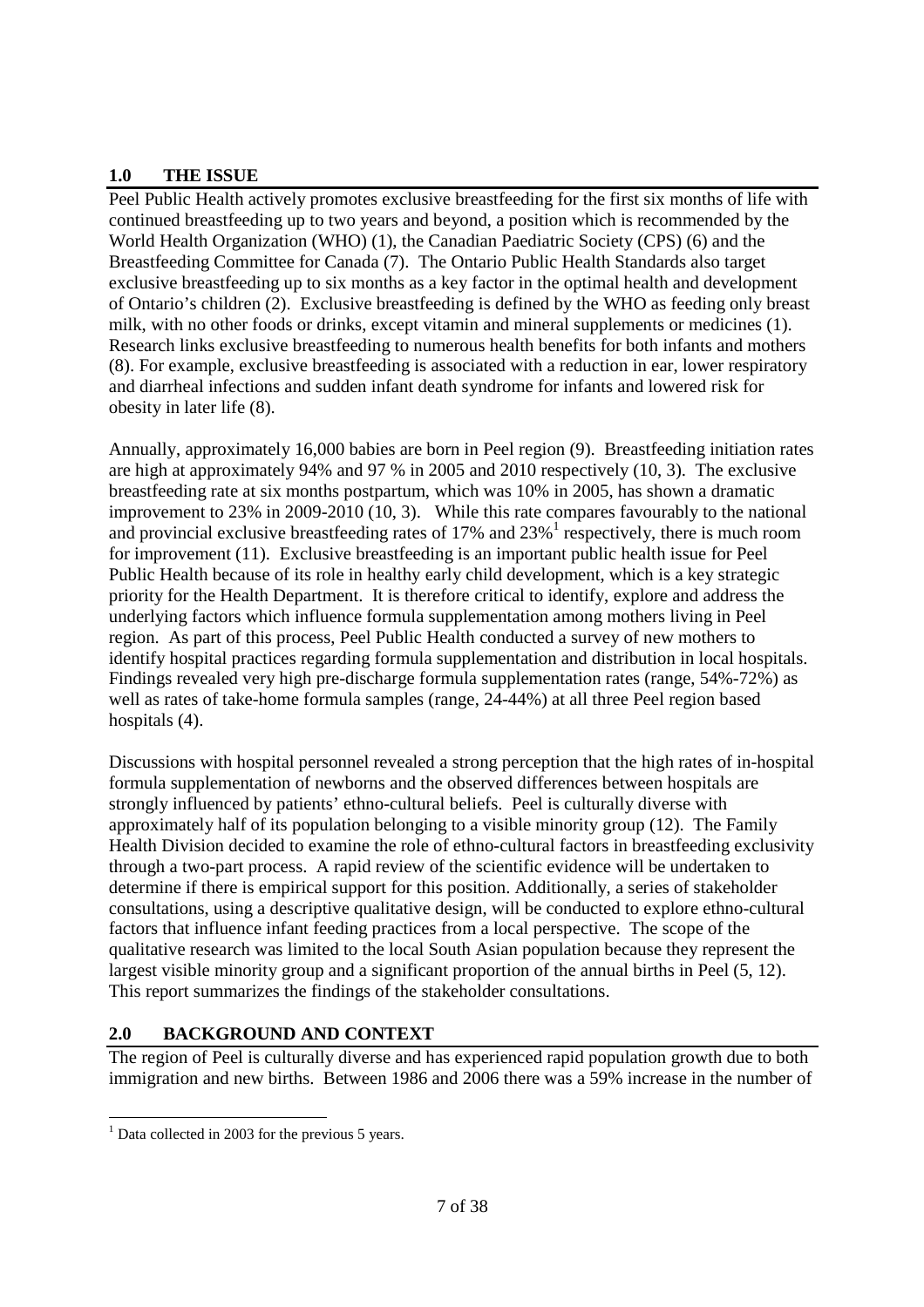## 1.0 THE ISSUE

Peel Public Health actively promotes exclusive breastfeeding for the first six months of life with continued breastfeeding up to two years and beyond, a position which is recommended by the World Health Organization (WHO) (1), the Canadian Paediatric Society (CPS) (6) and the Breastfeeding Committee for Canada (7). The Ontario Public Health Standards also target exclusive breastfeeding up to six months as a key factor in the optimal health and development of Ontario's children (2). Exclusive breastfeeding is defined by the WHO as feeding only breast milk, with no other foods or drinks, except vitamin and mineral supplements or medicines (1). Research links exclusive breastfeeding to numerous health benefits for both infants and mothers (8). For example, exclusive breastfeeding is associated with a reduction in ear, lower respiratory and diarrheal infections and sudden infant death syndrome for infants and lowered risk for obesity in later life (8).

Annually, approximately 16,000 babies are born in Peel region (9). Breastfeeding initiation rates are high at approximately 94% and 97 % in 2005 and 2010 respectively (10, 3). The exclusive breastfeeding rate at six months postpartum, which was 10% in 2005, has shown a dramatic improvement to 23% in 2009-2010 (10, 3). While this rate compares favourably to the national and provincial exclusive breastfeeding rates of 17% and 23%[1] respectively, there is much room for improvement (11). Exclusive breastfeeding is an important public health issue for Peel Public Health because of its role in healthy early child development, which is a key strategic priority for the Health Department. It is therefore critical to identify, explore and address the underlying factors which influence formula supplementation among mothers living in Peel region. As part of this process, Peel Public Health conducted a survey of new mothers to identify hospital practices regarding formula supplementation and distribution in local hospitals. Findings revealed very high pre-discharge formula supplementation rates (range, 54%-72%) as well as rates of take-home formula samples (range, 24-44%) at all three Peel region based hospitals (4).

Discussions with hospital personnel revealed a strong perception that the high rates of in-hospital formula supplementation of newborns and the observed differences between hospitals are strongly influenced by patients' ethno-cultural beliefs. Peel is culturally diverse with approximately half of its population belonging to a visible minority group (12). The Family Health Division decided to examine the role of ethno-cultural factors in breastfeeding exclusivity through a two-part process. A rapid review of the scientific evidence will be undertaken to determine if there is empirical support for this position. Additionally, a series of stakeholder consultations, using a descriptive qualitative design, will be conducted to explore ethno-cultural factors that influence infant feeding practices from a local perspective. The scope of the qualitative research was limited to the local South Asian population because they represent the largest visible minority group and a significant proportion of the annual births in Peel (5, 12). This report summarizes the findings of the stakeholder consultations.

## 2.0 BACKGROUND AND CONTEXT

The region of Peel is culturally diverse and has experienced rapid population growth due to both immigration and new births. Between 1986 and 2006 there was a 59% increase in the number of

[1] Data collected in 2003 for the previous 5 years.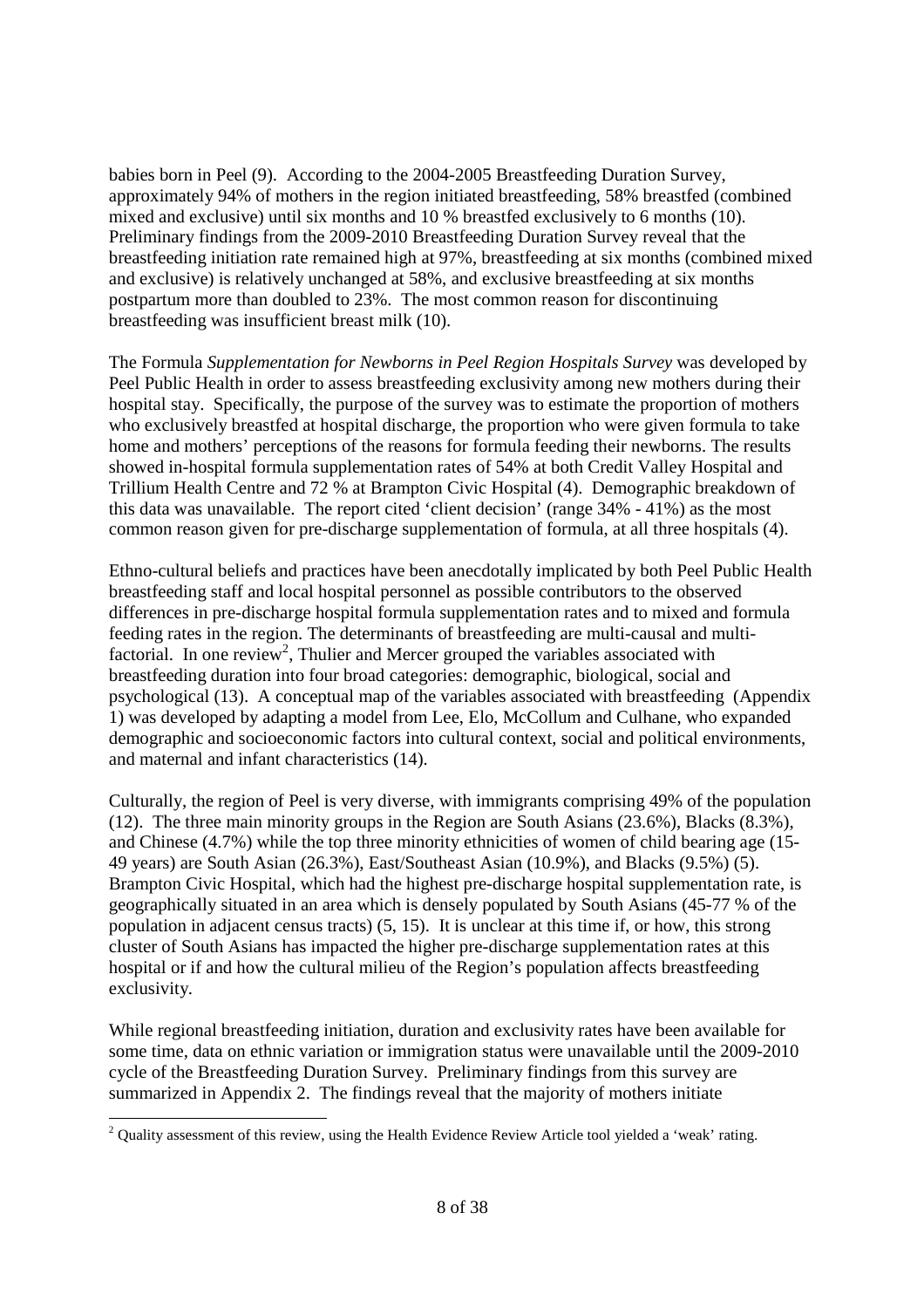babies born in Peel (9). According to the 2004-2005 Breastfeeding Duration Survey, approximately 94% of mothers in the region initiated breastfeeding, 58% breastfed (combined mixed and exclusive) until six months and 10 % breastfed exclusively to 6 months (10). Preliminary findings from the 2009-2010 Breastfeeding Duration Survey reveal that the breastfeeding initiation rate remained high at 97%, breastfeeding at six months (combined mixed and exclusive) is relatively unchanged at 58%, and exclusive breastfeeding at six months postpartum more than doubled to 23%. The most common reason for discontinuing breastfeeding was insufficient breast milk (10).

The Formula *Supplementation for Newborns in Peel Region Hospitals Survey* was developed by Peel Public Health in order to assess breastfeeding exclusivity among new mothers during their hospital stay. Specifically, the purpose of the survey was to estimate the proportion of mothers who exclusively breastfed at hospital discharge, the proportion who were given formula to take home and mothers' perceptions of the reasons for formula feeding their newborns. The results showed in-hospital formula supplementation rates of 54% at both Credit Valley Hospital and Trillium Health Centre and 72 % at Brampton Civic Hospital (4). Demographic breakdown of this data was unavailable. The report cited 'client decision' (range 34% - 41%) as the most common reason given for pre-discharge supplementation of formula, at all three hospitals (4).

Ethno-cultural beliefs and practices have been anecdotally implicated by both Peel Public Health breastfeeding staff and local hospital personnel as possible contributors to the observed differences in pre-discharge hospital formula supplementation rates and to mixed and formula feeding rates in the region. The determinants of breastfeeding are multi-causal and multi-factorial. In one review[2], Thulier and Mercer grouped the variables associated with breastfeeding duration into four broad categories: demographic, biological, social and psychological (13). A conceptual map of the variables associated with breastfeeding (Appendix 1) was developed by adapting a model from Lee, Elo, McCollum and Culhane, who expanded demographic and socioeconomic factors into cultural context, social and political environments, and maternal and infant characteristics (14).

Culturally, the region of Peel is very diverse, with immigrants comprising 49% of the population (12). The three main minority groups in the Region are South Asians (23.6%), Blacks (8.3%), and Chinese (4.7%) while the top three minority ethnicities of women of child bearing age (15-49 years) are South Asian (26.3%), East/Southeast Asian (10.9%), and Blacks (9.5%) (5). Brampton Civic Hospital, which had the highest pre-discharge hospital supplementation rate, is geographically situated in an area which is densely populated by South Asians (45-77 % of the population in adjacent census tracts) (5, 15). It is unclear at this time if, or how, this strong cluster of South Asians has impacted the higher pre-discharge supplementation rates at this hospital or if and how the cultural milieu of the Region's population affects breastfeeding exclusivity.

While regional breastfeeding initiation, duration and exclusivity rates have been available for some time, data on ethnic variation or immigration status were unavailable until the 2009-2010 cycle of the Breastfeeding Duration Survey. Preliminary findings from this survey are summarized in Appendix 2. The findings reveal that the majority of mothers initiate

[2] Quality assessment of this review, using the Health Evidence Review Article tool yielded a 'weak' rating.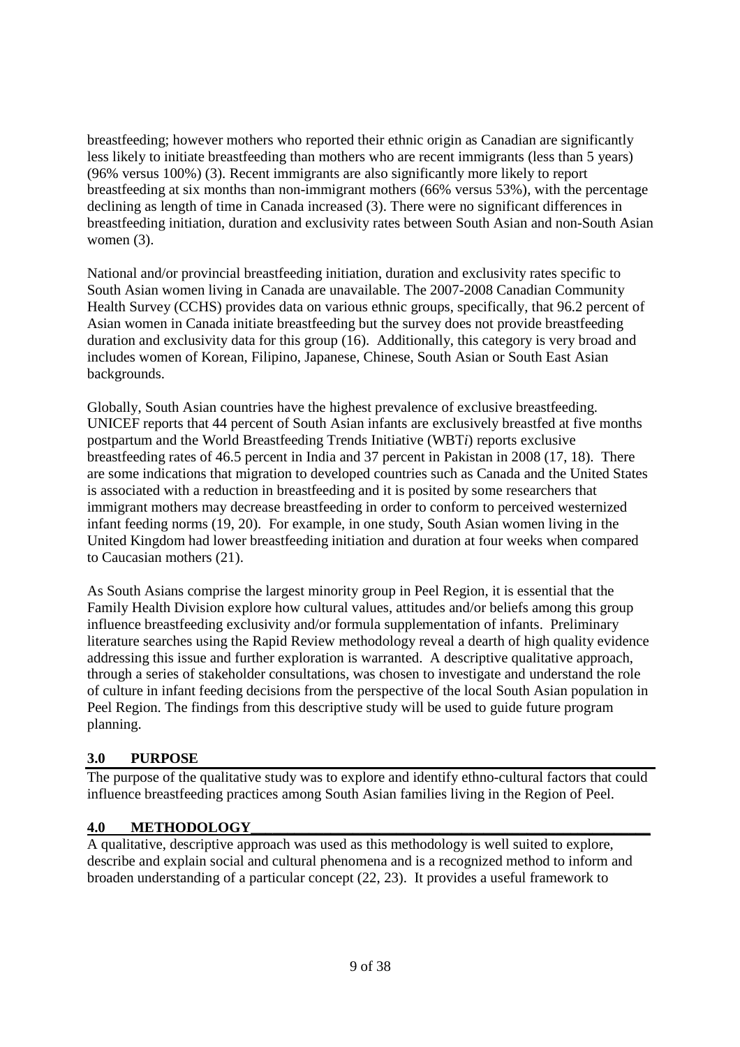breastfeeding; however mothers who reported their ethnic origin as Canadian are significantly less likely to initiate breastfeeding than mothers who are recent immigrants (less than 5 years) (96% versus 100%) (3). Recent immigrants are also significantly more likely to report breastfeeding at six months than non-immigrant mothers (66% versus 53%), with the percentage declining as length of time in Canada increased (3). There were no significant differences in breastfeeding initiation, duration and exclusivity rates between South Asian and non-South Asian women (3).

National and/or provincial breastfeeding initiation, duration and exclusivity rates specific to South Asian women living in Canada are unavailable. The 2007-2008 Canadian Community Health Survey (CCHS) provides data on various ethnic groups, specifically, that 96.2 percent of Asian women in Canada initiate breastfeeding but the survey does not provide breastfeeding duration and exclusivity data for this group (16). Additionally, this category is very broad and includes women of Korean, Filipino, Japanese, Chinese, South Asian or South East Asian backgrounds.

Globally, South Asian countries have the highest prevalence of exclusive breastfeeding. UNICEF reports that 44 percent of South Asian infants are exclusively breastfed at five months postpartum and the World Breastfeeding Trends Initiative (WBT*i*) reports exclusive breastfeeding rates of 46.5 percent in India and 37 percent in Pakistan in 2008 (17, 18). There are some indications that migration to developed countries such as Canada and the United States is associated with a reduction in breastfeeding and it is posited by some researchers that immigrant mothers may decrease breastfeeding in order to conform to perceived westernized infant feeding norms (19, 20). For example, in one study, South Asian women living in the United Kingdom had lower breastfeeding initiation and duration at four weeks when compared to Caucasian mothers (21).

As South Asians comprise the largest minority group in Peel Region, it is essential that the Family Health Division explore how cultural values, attitudes and/or beliefs among this group influence breastfeeding exclusivity and/or formula supplementation of infants. Preliminary literature searches using the Rapid Review methodology reveal a dearth of high quality evidence addressing this issue and further exploration is warranted. A descriptive qualitative approach, through a series of stakeholder consultations, was chosen to investigate and understand the role of culture in infant feeding decisions from the perspective of the local South Asian population in Peel Region. The findings from this descriptive study will be used to guide future program planning.

## 3.0 PURPOSE

The purpose of the qualitative study was to explore and identify ethno-cultural factors that could influence breastfeeding practices among South Asian families living in the Region of Peel.

## 4.0 METHODOLOGY

A qualitative, descriptive approach was used as this methodology is well suited to explore, describe and explain social and cultural phenomena and is a recognized method to inform and broaden understanding of a particular concept (22, 23). It provides a useful framework to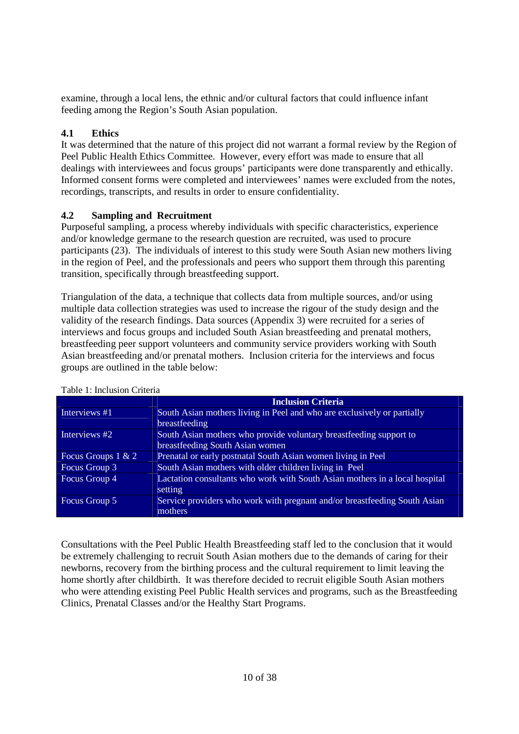examine, through a local lens, the ethnic and/or cultural factors that could influence infant feeding among the Region's South Asian population.

### 4.1 Ethics

It was determined that the nature of this project did not warrant a formal review by the Region of Peel Public Health Ethics Committee. However, every effort was made to ensure that all dealings with interviewees and focus groups' participants were done transparently and ethically. Informed consent forms were completed and interviewees' names were excluded from the notes, recordings, transcripts, and results in order to ensure confidentiality.

### 4.2 Sampling and Recruitment

Purposeful sampling, a process whereby individuals with specific characteristics, experience and/or knowledge germane to the research question are recruited, was used to procure participants (23). The individuals of interest to this study were South Asian new mothers living in the region of Peel, and the professionals and peers who support them through this parenting transition, specifically through breastfeeding support.

Triangulation of the data, a technique that collects data from multiple sources, and/or using multiple data collection strategies was used to increase the rigour of the study design and the validity of the research findings. Data sources (Appendix 3) were recruited for a series of interviews and focus groups and included South Asian breastfeeding and prenatal mothers, breastfeeding peer support volunteers and community service providers working with South Asian breastfeeding and/or prenatal mothers. Inclusion criteria for the interviews and focus groups are outlined in the table below:

Table 1: Inclusion Criteria

| | Inclusion Criteria |
|---|---|
| Interviews #1 | South Asian mothers living in Peel and who are exclusively or partially breastfeeding |
| Interviews #2 | South Asian mothers who provide voluntary breastfeeding support to breastfeeding South Asian women |
| Focus Groups 1 & 2 | Prenatal or early postnatal South Asian women living in Peel |
| Focus Group 3 | South Asian mothers with older children living in Peel |
| Focus Group 4 | Lactation consultants who work with South Asian mothers in a local hospital setting |
| Focus Group 5 | Service providers who work with pregnant and/or breastfeeding South Asian mothers |

Consultations with the Peel Public Health Breastfeeding staff led to the conclusion that it would be extremely challenging to recruit South Asian mothers due to the demands of caring for their newborns, recovery from the birthing process and the cultural requirement to limit leaving the home shortly after childbirth. It was therefore decided to recruit eligible South Asian mothers who were attending existing Peel Public Health services and programs, such as the Breastfeeding Clinics, Prenatal Classes and/or the Healthy Start Programs.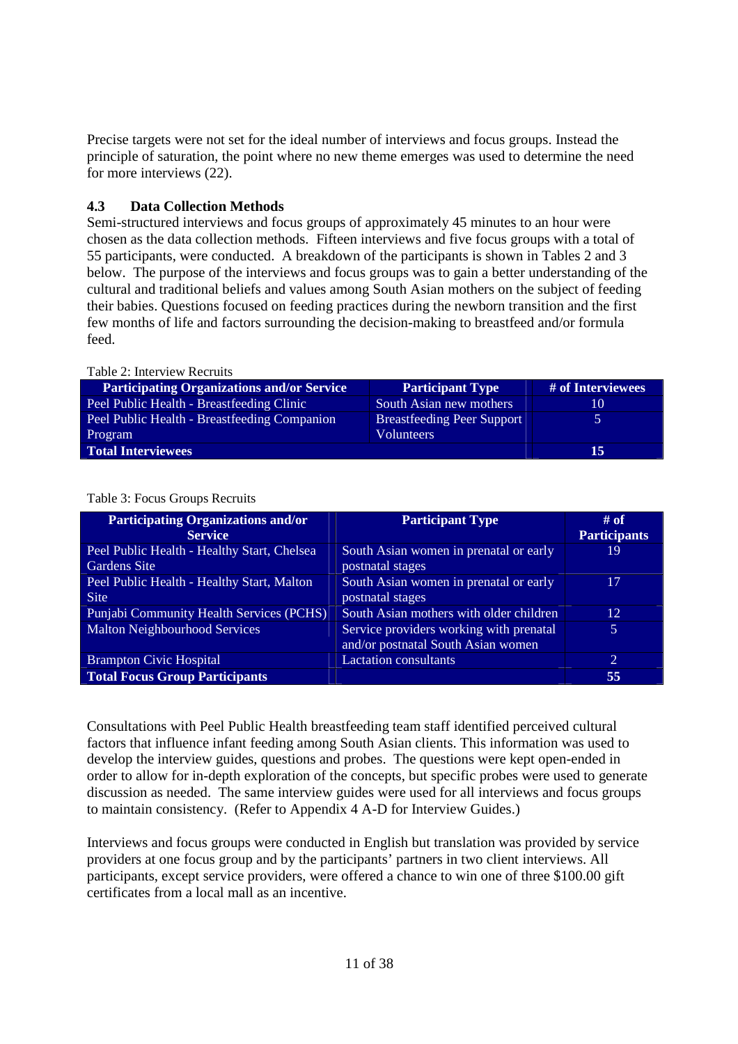Precise targets were not set for the ideal number of interviews and focus groups. Instead the principle of saturation, the point where no new theme emerges was used to determine the need for more interviews (22).

### 4.3 Data Collection Methods

Semi-structured interviews and focus groups of approximately 45 minutes to an hour were chosen as the data collection methods. Fifteen interviews and five focus groups with a total of 55 participants, were conducted. A breakdown of the participants is shown in Tables 2 and 3 below. The purpose of the interviews and focus groups was to gain a better understanding of the cultural and traditional beliefs and values among South Asian mothers on the subject of feeding their babies. Questions focused on feeding practices during the newborn transition and the first few months of life and factors surrounding the decision-making to breastfeed and/or formula feed.

Table 2: Interview Recruits

| Participating Organizations and/or Service | Participant Type | # of Interviewees |
|---|---|---|
| Peel Public Health - Breastfeeding Clinic | South Asian new mothers | 10 |
| Peel Public Health - Breastfeeding Companion Program | Breastfeeding Peer Support Volunteers | 5 |
| **Total Interviewees** | | **15** |

Table 3: Focus Groups Recruits

| Participating Organizations and/or Service | Participant Type | # of Participants |
|---|---|---|
| Peel Public Health - Healthy Start, Chelsea Gardens Site | South Asian women in prenatal or early postnatal stages | 19 |
| Peel Public Health - Healthy Start, Malton Site | South Asian women in prenatal or early postnatal stages | 17 |
| Punjabi Community Health Services (PCHS) | South Asian mothers with older children | 12 |
| Malton Neighbourhood Services | Service providers working with prenatal and/or postnatal South Asian women | 5 |
| Brampton Civic Hospital | Lactation consultants | 2 |
| **Total Focus Group Participants** | | **55** |

Consultations with Peel Public Health breastfeeding team staff identified perceived cultural factors that influence infant feeding among South Asian clients. This information was used to develop the interview guides, questions and probes. The questions were kept open-ended in order to allow for in-depth exploration of the concepts, but specific probes were used to generate discussion as needed. The same interview guides were used for all interviews and focus groups to maintain consistency. (Refer to Appendix 4 A-D for Interview Guides.)

Interviews and focus groups were conducted in English but translation was provided by service providers at one focus group and by the participants' partners in two client interviews. All participants, except service providers, were offered a chance to win one of three $100.00 gift certificates from a local mall as an incentive.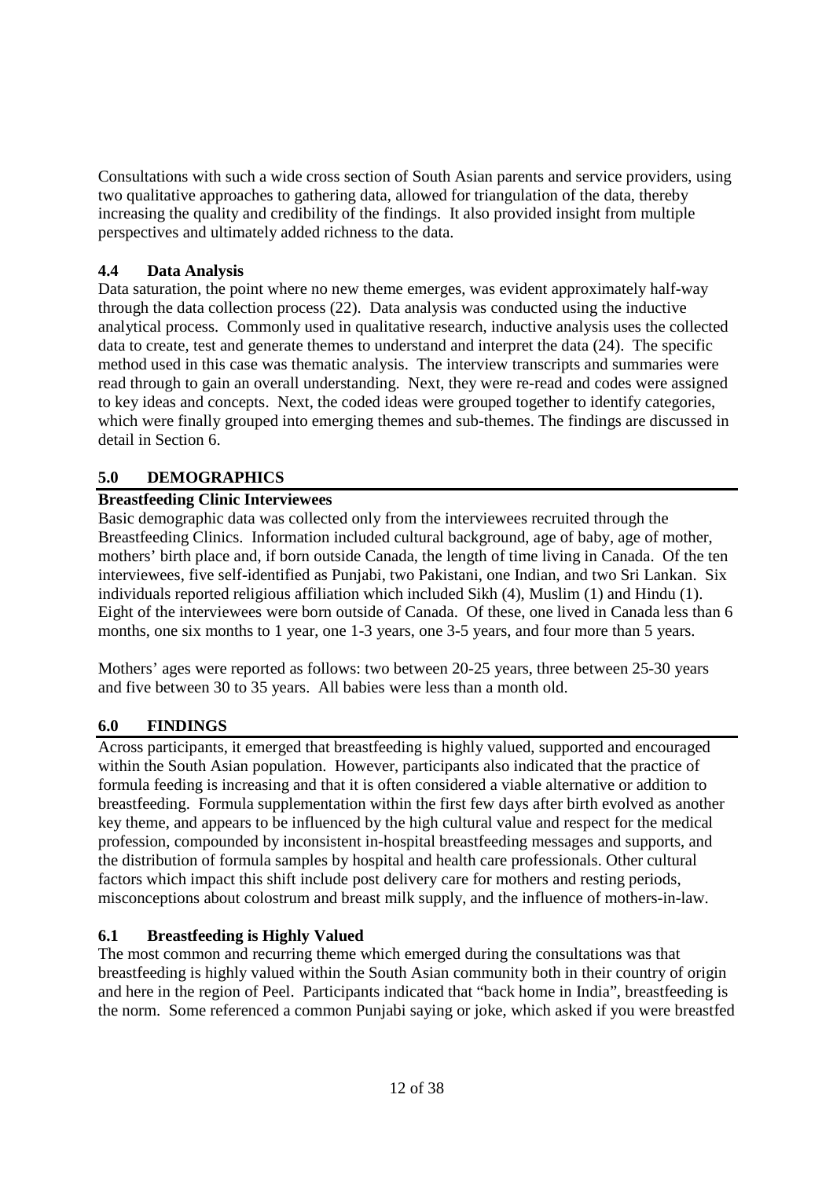Consultations with such a wide cross section of South Asian parents and service providers, using two qualitative approaches to gathering data, allowed for triangulation of the data, thereby increasing the quality and credibility of the findings. It also provided insight from multiple perspectives and ultimately added richness to the data.

### 4.4 Data Analysis

Data saturation, the point where no new theme emerges, was evident approximately half-way through the data collection process (22). Data analysis was conducted using the inductive analytical process. Commonly used in qualitative research, inductive analysis uses the collected data to create, test and generate themes to understand and interpret the data (24). The specific method used in this case was thematic analysis. The interview transcripts and summaries were read through to gain an overall understanding. Next, they were re-read and codes were assigned to key ideas and concepts. Next, the coded ideas were grouped together to identify categories, which were finally grouped into emerging themes and sub-themes. The findings are discussed in detail in Section 6.

## 5.0 DEMOGRAPHICS

**Breastfeeding Clinic Interviewees**

Basic demographic data was collected only from the interviewees recruited through the Breastfeeding Clinics. Information included cultural background, age of baby, age of mother, mothers' birth place and, if born outside Canada, the length of time living in Canada. Of the ten interviewees, five self-identified as Punjabi, two Pakistani, one Indian, and two Sri Lankan. Six individuals reported religious affiliation which included Sikh (4), Muslim (1) and Hindu (1). Eight of the interviewees were born outside of Canada. Of these, one lived in Canada less than 6 months, one six months to 1 year, one 1-3 years, one 3-5 years, and four more than 5 years.

Mothers' ages were reported as follows: two between 20-25 years, three between 25-30 years and five between 30 to 35 years. All babies were less than a month old.

## 6.0 FINDINGS

Across participants, it emerged that breastfeeding is highly valued, supported and encouraged within the South Asian population. However, participants also indicated that the practice of formula feeding is increasing and that it is often considered a viable alternative or addition to breastfeeding. Formula supplementation within the first few days after birth evolved as another key theme, and appears to be influenced by the high cultural value and respect for the medical profession, compounded by inconsistent in-hospital breastfeeding messages and supports, and the distribution of formula samples by hospital and health care professionals. Other cultural factors which impact this shift include post delivery care for mothers and resting periods, misconceptions about colostrum and breast milk supply, and the influence of mothers-in-law.

### 6.1 Breastfeeding is Highly Valued

The most common and recurring theme which emerged during the consultations was that breastfeeding is highly valued within the South Asian community both in their country of origin and here in the region of Peel. Participants indicated that "back home in India", breastfeeding is the norm. Some referenced a common Punjabi saying or joke, which asked if you were breastfed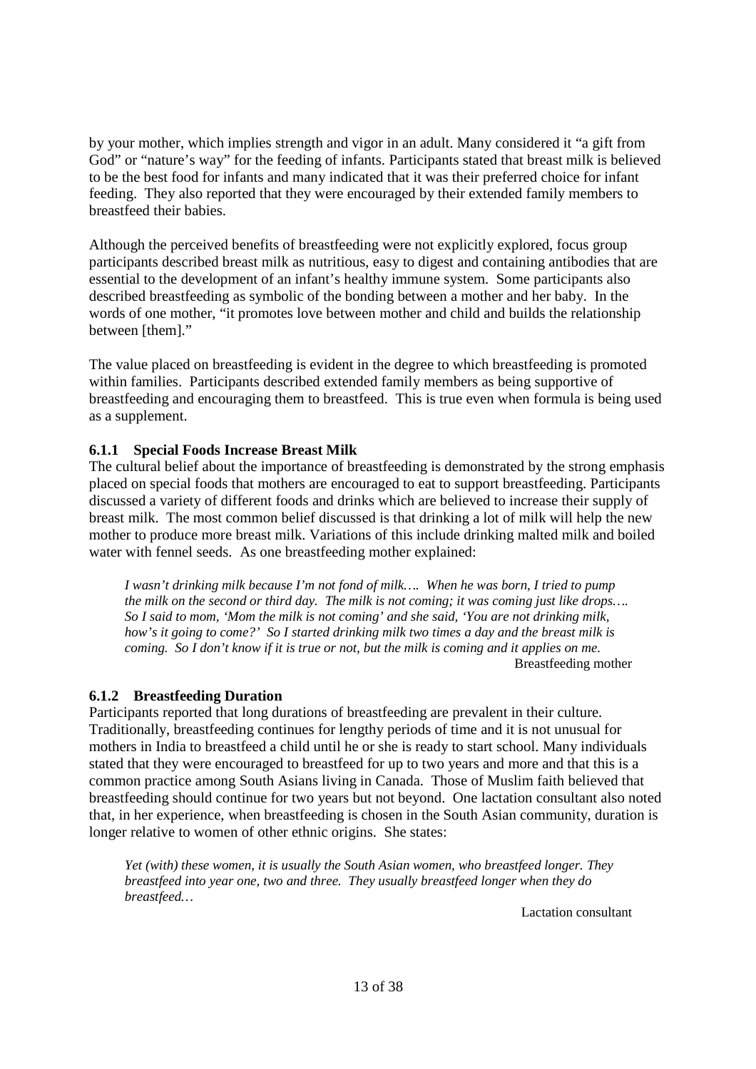by your mother, which implies strength and vigor in an adult. Many considered it "a gift from God" or "nature's way" for the feeding of infants. Participants stated that breast milk is believed to be the best food for infants and many indicated that it was their preferred choice for infant feeding. They also reported that they were encouraged by their extended family members to breastfeed their babies.

Although the perceived benefits of breastfeeding were not explicitly explored, focus group participants described breast milk as nutritious, easy to digest and containing antibodies that are essential to the development of an infant's healthy immune system. Some participants also described breastfeeding as symbolic of the bonding between a mother and her baby. In the words of one mother, "it promotes love between mother and child and builds the relationship between [them]."

The value placed on breastfeeding is evident in the degree to which breastfeeding is promoted within families. Participants described extended family members as being supportive of breastfeeding and encouraging them to breastfeed. This is true even when formula is being used as a supplement.

### 6.1.1 Special Foods Increase Breast Milk

The cultural belief about the importance of breastfeeding is demonstrated by the strong emphasis placed on special foods that mothers are encouraged to eat to support breastfeeding. Participants discussed a variety of different foods and drinks which are believed to increase their supply of breast milk. The most common belief discussed is that drinking a lot of milk will help the new mother to produce more breast milk. Variations of this include drinking malted milk and boiled water with fennel seeds. As one breastfeeding mother explained:

> *I wasn't drinking milk because I'm not fond of milk…. When he was born, I tried to pump the milk on the second or third day. The milk is not coming; it was coming just like drops…. So I said to mom, 'Mom the milk is not coming' and she said, 'You are not drinking milk, how's it going to come?' So I started drinking milk two times a day and the breast milk is coming. So I don't know if it is true or not, but the milk is coming and it applies on me.*
>
> Breastfeeding mother

### 6.1.2 Breastfeeding Duration

Participants reported that long durations of breastfeeding are prevalent in their culture. Traditionally, breastfeeding continues for lengthy periods of time and it is not unusual for mothers in India to breastfeed a child until he or she is ready to start school. Many individuals stated that they were encouraged to breastfeed for up to two years and more and that this is a common practice among South Asians living in Canada. Those of Muslim faith believed that breastfeeding should continue for two years but not beyond. One lactation consultant also noted that, in her experience, when breastfeeding is chosen in the South Asian community, duration is longer relative to women of other ethnic origins. She states:

> *Yet (with) these women, it is usually the South Asian women, who breastfeed longer. They breastfeed into year one, two and three. They usually breastfeed longer when they do breastfeed…*
>
> Lactation consultant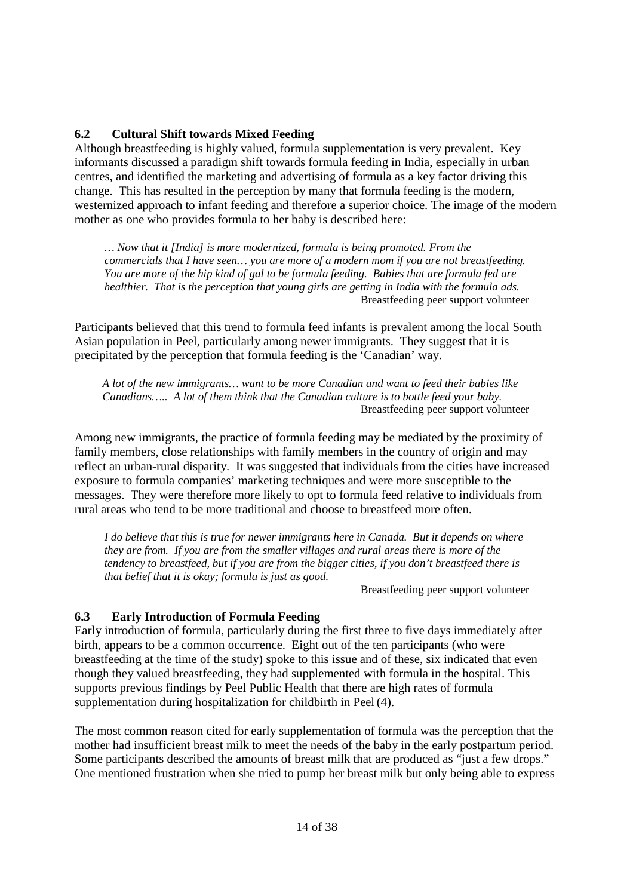### 6.2 Cultural Shift towards Mixed Feeding

Although breastfeeding is highly valued, formula supplementation is very prevalent. Key informants discussed a paradigm shift towards formula feeding in India, especially in urban centres, and identified the marketing and advertising of formula as a key factor driving this change. This has resulted in the perception by many that formula feeding is the modern, westernized approach to infant feeding and therefore a superior choice. The image of the modern mother as one who provides formula to her baby is described here:

> *… Now that it [India] is more modernized, formula is being promoted. From the commercials that I have seen… you are more of a modern mom if you are not breastfeeding. You are more of the hip kind of gal to be formula feeding. Babies that are formula fed are healthier. That is the perception that young girls are getting in India with the formula ads.*
>
> Breastfeeding peer support volunteer

Participants believed that this trend to formula feed infants is prevalent among the local South Asian population in Peel, particularly among newer immigrants. They suggest that it is precipitated by the perception that formula feeding is the 'Canadian' way.

> *A lot of the new immigrants… want to be more Canadian and want to feed their babies like Canadians….. A lot of them think that the Canadian culture is to bottle feed your baby.*
>
> Breastfeeding peer support volunteer

Among new immigrants, the practice of formula feeding may be mediated by the proximity of family members, close relationships with family members in the country of origin and may reflect an urban-rural disparity. It was suggested that individuals from the cities have increased exposure to formula companies' marketing techniques and were more susceptible to the messages. They were therefore more likely to opt to formula feed relative to individuals from rural areas who tend to be more traditional and choose to breastfeed more often.

> *I do believe that this is true for newer immigrants here in Canada. But it depends on where they are from. If you are from the smaller villages and rural areas there is more of the tendency to breastfeed, but if you are from the bigger cities, if you don't breastfeed there is that belief that it is okay; formula is just as good.*
>
> Breastfeeding peer support volunteer

### 6.3 Early Introduction of Formula Feeding

Early introduction of formula, particularly during the first three to five days immediately after birth, appears to be a common occurrence. Eight out of the ten participants (who were breastfeeding at the time of the study) spoke to this issue and of these, six indicated that even though they valued breastfeeding, they had supplemented with formula in the hospital. This supports previous findings by Peel Public Health that there are high rates of formula supplementation during hospitalization for childbirth in Peel (4).

The most common reason cited for early supplementation of formula was the perception that the mother had insufficient breast milk to meet the needs of the baby in the early postpartum period. Some participants described the amounts of breast milk that are produced as "just a few drops." One mentioned frustration when she tried to pump her breast milk but only being able to express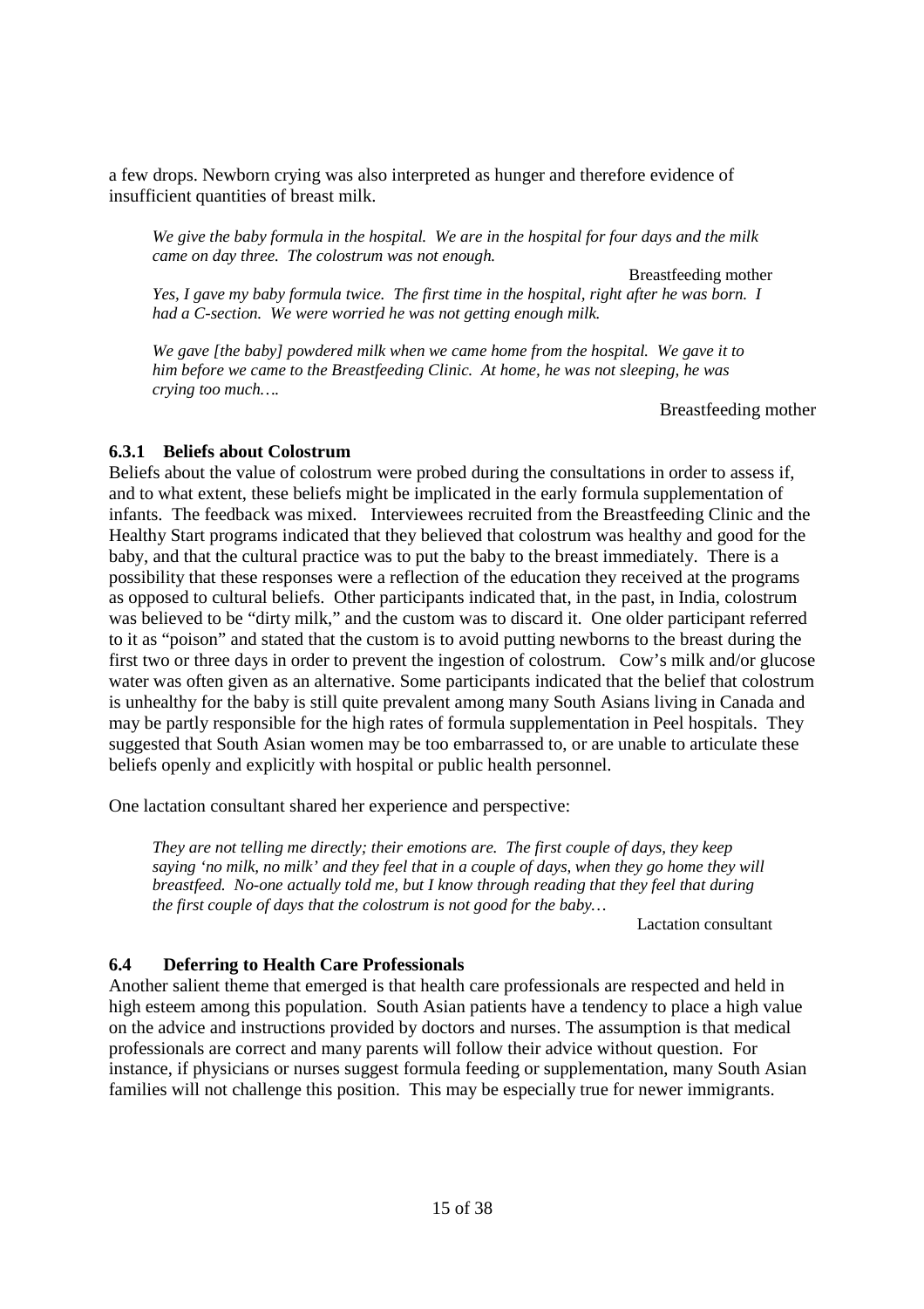a few drops. Newborn crying was also interpreted as hunger and therefore evidence of insufficient quantities of breast milk.

> *We give the baby formula in the hospital. We are in the hospital for four days and the milk came on day three. The colostrum was not enough.*
>
> Breastfeeding mother
>
> *Yes, I gave my baby formula twice. The first time in the hospital, right after he was born. I had a C-section. We were worried he was not getting enough milk.*
>
> *We gave [the baby] powdered milk when we came home from the hospital. We gave it to him before we came to the Breastfeeding Clinic. At home, he was not sleeping, he was crying too much….*
>
> Breastfeeding mother

### 6.3.1 Beliefs about Colostrum

Beliefs about the value of colostrum were probed during the consultations in order to assess if, and to what extent, these beliefs might be implicated in the early formula supplementation of infants. The feedback was mixed. Interviewees recruited from the Breastfeeding Clinic and the Healthy Start programs indicated that they believed that colostrum was healthy and good for the baby, and that the cultural practice was to put the baby to the breast immediately. There is a possibility that these responses were a reflection of the education they received at the programs as opposed to cultural beliefs. Other participants indicated that, in the past, in India, colostrum was believed to be "dirty milk," and the custom was to discard it. One older participant referred to it as "poison" and stated that the custom is to avoid putting newborns to the breast during the first two or three days in order to prevent the ingestion of colostrum. Cow's milk and/or glucose water was often given as an alternative. Some participants indicated that the belief that colostrum is unhealthy for the baby is still quite prevalent among many South Asians living in Canada and may be partly responsible for the high rates of formula supplementation in Peel hospitals. They suggested that South Asian women may be too embarrassed to, or are unable to articulate these beliefs openly and explicitly with hospital or public health personnel.

One lactation consultant shared her experience and perspective:

> *They are not telling me directly; their emotions are. The first couple of days, they keep saying 'no milk, no milk' and they feel that in a couple of days, when they go home they will breastfeed. No-one actually told me, but I know through reading that they feel that during the first couple of days that the colostrum is not good for the baby…*
>
> Lactation consultant

## 6.4 Deferring to Health Care Professionals

Another salient theme that emerged is that health care professionals are respected and held in high esteem among this population. South Asian patients have a tendency to place a high value on the advice and instructions provided by doctors and nurses. The assumption is that medical professionals are correct and many parents will follow their advice without question. For instance, if physicians or nurses suggest formula feeding or supplementation, many South Asian families will not challenge this position. This may be especially true for newer immigrants.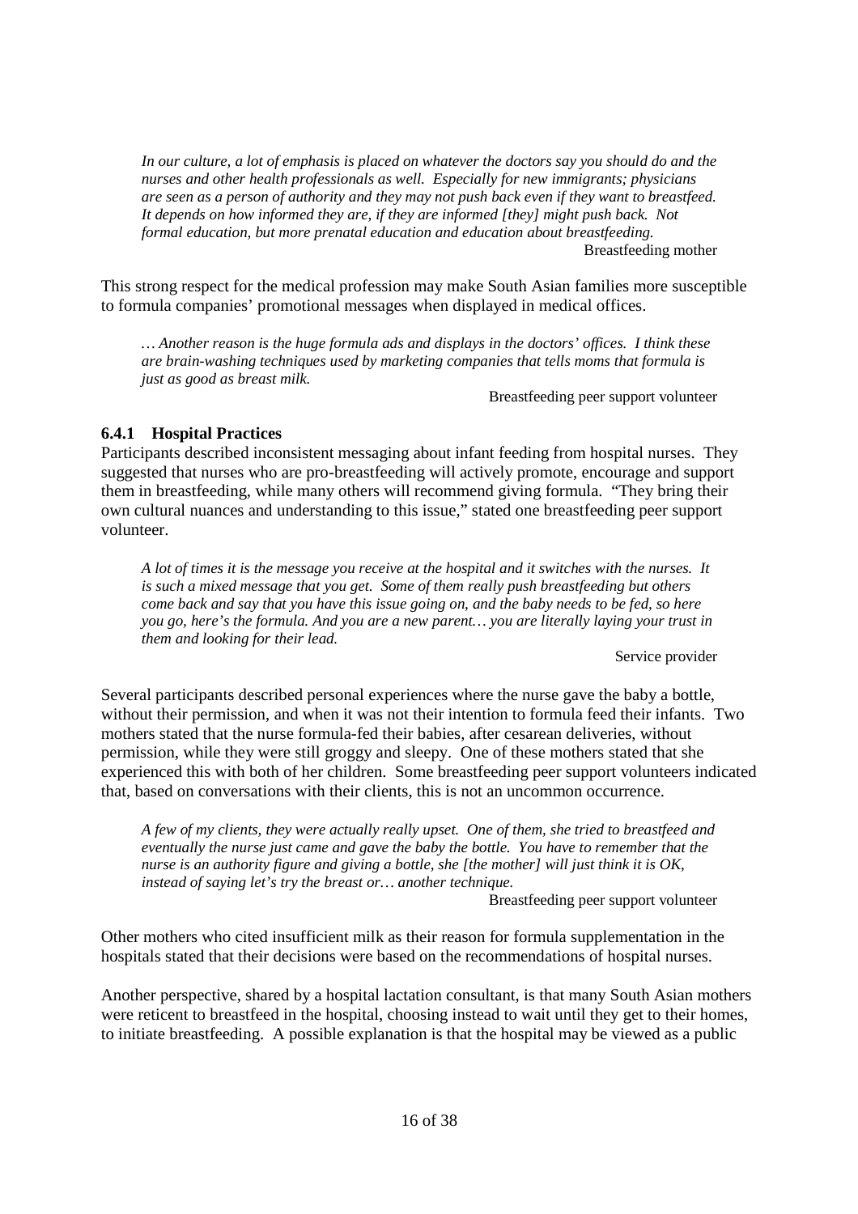*In our culture, a lot of emphasis is placed on whatever the doctors say you should do and the nurses and other health professionals as well. Especially for new immigrants; physicians are seen as a person of authority and they may not push back even if they want to breastfeed. It depends on how informed they are, if they are informed [they] might push back. Not formal education, but more prenatal education and education about breastfeeding.*

Breastfeeding mother

This strong respect for the medical profession may make South Asian families more susceptible to formula companies' promotional messages when displayed in medical offices.

*… Another reason is the huge formula ads and displays in the doctors' offices. I think these are brain-washing techniques used by marketing companies that tells moms that formula is just as good as breast milk.*

Breastfeeding peer support volunteer

### 6.4.1 Hospital Practices

Participants described inconsistent messaging about infant feeding from hospital nurses. They suggested that nurses who are pro-breastfeeding will actively promote, encourage and support them in breastfeeding, while many others will recommend giving formula. "They bring their own cultural nuances and understanding to this issue," stated one breastfeeding peer support volunteer.

*A lot of times it is the message you receive at the hospital and it switches with the nurses. It is such a mixed message that you get. Some of them really push breastfeeding but others come back and say that you have this issue going on, and the baby needs to be fed, so here you go, here's the formula. And you are a new parent… you are literally laying your trust in them and looking for their lead.*

Service provider

Several participants described personal experiences where the nurse gave the baby a bottle, without their permission, and when it was not their intention to formula feed their infants. Two mothers stated that the nurse formula-fed their babies, after cesarean deliveries, without permission, while they were still groggy and sleepy. One of these mothers stated that she experienced this with both of her children. Some breastfeeding peer support volunteers indicated that, based on conversations with their clients, this is not an uncommon occurrence.

*A few of my clients, they were actually really upset. One of them, she tried to breastfeed and eventually the nurse just came and gave the baby the bottle. You have to remember that the nurse is an authority figure and giving a bottle, she [the mother] will just think it is OK, instead of saying let's try the breast or… another technique.*

Breastfeeding peer support volunteer

Other mothers who cited insufficient milk as their reason for formula supplementation in the hospitals stated that their decisions were based on the recommendations of hospital nurses.

Another perspective, shared by a hospital lactation consultant, is that many South Asian mothers were reticent to breastfeed in the hospital, choosing instead to wait until they get to their homes, to initiate breastfeeding. A possible explanation is that the hospital may be viewed as a public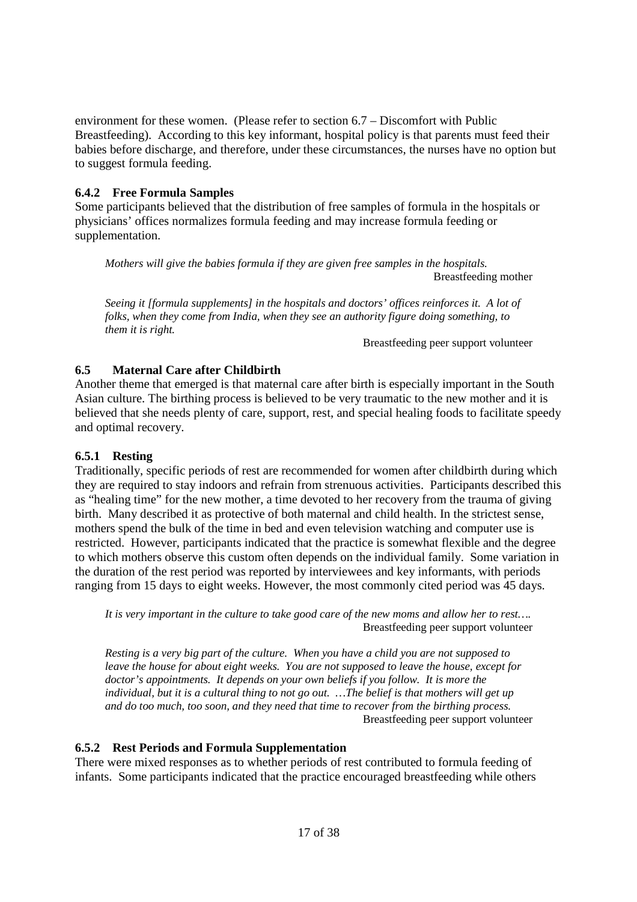environment for these women. (Please refer to section 6.7 – Discomfort with Public Breastfeeding). According to this key informant, hospital policy is that parents must feed their babies before discharge, and therefore, under these circumstances, the nurses have no option but to suggest formula feeding.

### 6.4.2 Free Formula Samples

Some participants believed that the distribution of free samples of formula in the hospitals or physicians' offices normalizes formula feeding and may increase formula feeding or supplementation.

> *Mothers will give the babies formula if they are given free samples in the hospitals.*
>
> Breastfeeding mother

> *Seeing it [formula supplements] in the hospitals and doctors' offices reinforces it. A lot of folks, when they come from India, when they see an authority figure doing something, to them it is right.*
>
> Breastfeeding peer support volunteer

## 6.5 Maternal Care after Childbirth

Another theme that emerged is that maternal care after birth is especially important in the South Asian culture. The birthing process is believed to be very traumatic to the new mother and it is believed that she needs plenty of care, support, rest, and special healing foods to facilitate speedy and optimal recovery.

### 6.5.1 Resting

Traditionally, specific periods of rest are recommended for women after childbirth during which they are required to stay indoors and refrain from strenuous activities. Participants described this as "healing time" for the new mother, a time devoted to her recovery from the trauma of giving birth. Many described it as protective of both maternal and child health. In the strictest sense, mothers spend the bulk of the time in bed and even television watching and computer use is restricted. However, participants indicated that the practice is somewhat flexible and the degree to which mothers observe this custom often depends on the individual family. Some variation in the duration of the rest period was reported by interviewees and key informants, with periods ranging from 15 days to eight weeks. However, the most commonly cited period was 45 days.

> *It is very important in the culture to take good care of the new moms and allow her to rest….*
>
> Breastfeeding peer support volunteer

> *Resting is a very big part of the culture. When you have a child you are not supposed to leave the house for about eight weeks. You are not supposed to leave the house, except for doctor's appointments. It depends on your own beliefs if you follow. It is more the individual, but it is a cultural thing to not go out. …The belief is that mothers will get up and do too much, too soon, and they need that time to recover from the birthing process.*
>
> Breastfeeding peer support volunteer

### 6.5.2 Rest Periods and Formula Supplementation

There were mixed responses as to whether periods of rest contributed to formula feeding of infants. Some participants indicated that the practice encouraged breastfeeding while others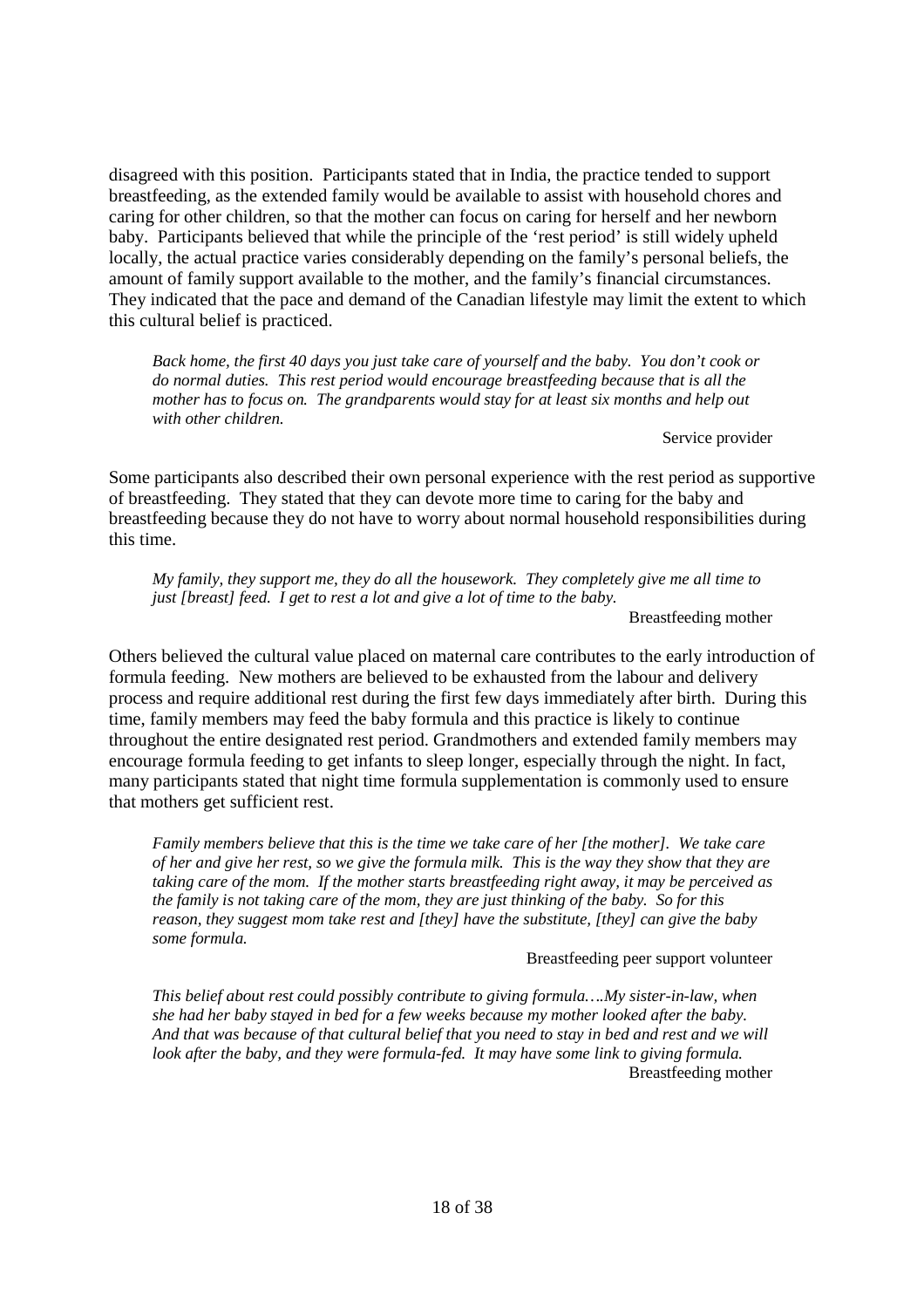disagreed with this position. Participants stated that in India, the practice tended to support breastfeeding, as the extended family would be available to assist with household chores and caring for other children, so that the mother can focus on caring for herself and her newborn baby. Participants believed that while the principle of the 'rest period' is still widely upheld locally, the actual practice varies considerably depending on the family's personal beliefs, the amount of family support available to the mother, and the family's financial circumstances. They indicated that the pace and demand of the Canadian lifestyle may limit the extent to which this cultural belief is practiced.

> *Back home, the first 40 days you just take care of yourself and the baby. You don't cook or do normal duties. This rest period would encourage breastfeeding because that is all the mother has to focus on. The grandparents would stay for at least six months and help out with other children.*
>
> Service provider

Some participants also described their own personal experience with the rest period as supportive of breastfeeding. They stated that they can devote more time to caring for the baby and breastfeeding because they do not have to worry about normal household responsibilities during this time.

> *My family, they support me, they do all the housework. They completely give me all time to just [breast] feed. I get to rest a lot and give a lot of time to the baby.*
>
> Breastfeeding mother

Others believed the cultural value placed on maternal care contributes to the early introduction of formula feeding. New mothers are believed to be exhausted from the labour and delivery process and require additional rest during the first few days immediately after birth. During this time, family members may feed the baby formula and this practice is likely to continue throughout the entire designated rest period. Grandmothers and extended family members may encourage formula feeding to get infants to sleep longer, especially through the night. In fact, many participants stated that night time formula supplementation is commonly used to ensure that mothers get sufficient rest.

> *Family members believe that this is the time we take care of her [the mother]. We take care of her and give her rest, so we give the formula milk. This is the way they show that they are taking care of the mom. If the mother starts breastfeeding right away, it may be perceived as the family is not taking care of the mom, they are just thinking of the baby. So for this reason, they suggest mom take rest and [they] have the substitute, [they] can give the baby some formula.*
>
> Breastfeeding peer support volunteer

> *This belief about rest could possibly contribute to giving formula….My sister-in-law, when she had her baby stayed in bed for a few weeks because my mother looked after the baby. And that was because of that cultural belief that you need to stay in bed and rest and we will look after the baby, and they were formula-fed. It may have some link to giving formula.*
>
> Breastfeeding mother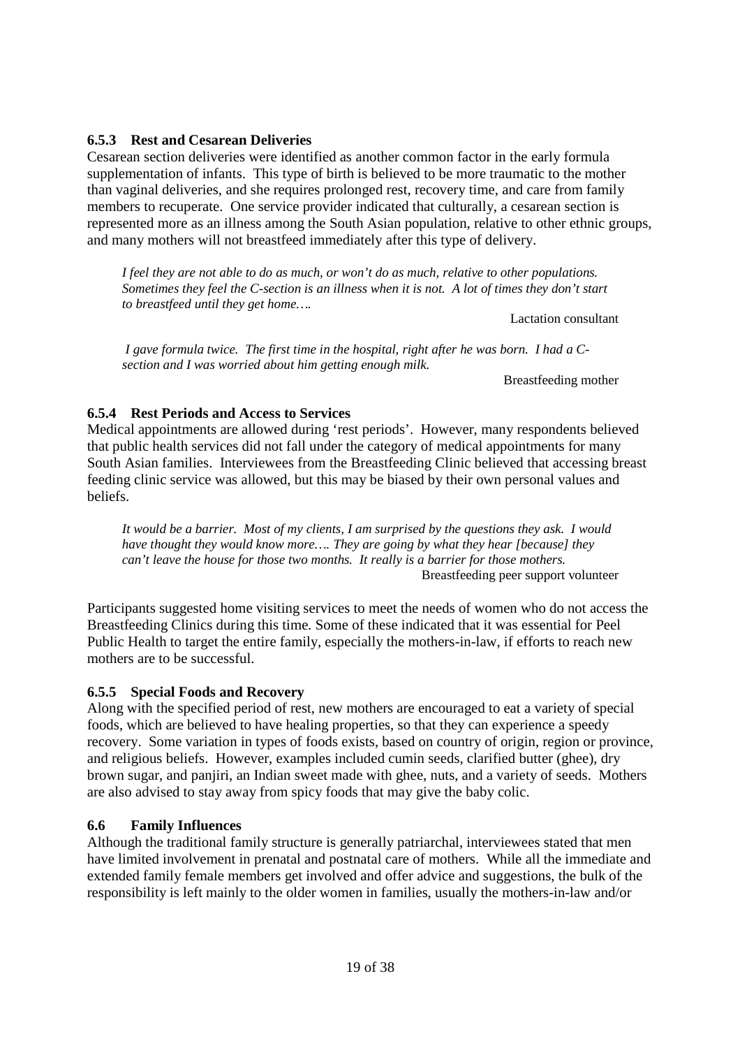### 6.5.3 Rest and Cesarean Deliveries

Cesarean section deliveries were identified as another common factor in the early formula supplementation of infants. This type of birth is believed to be more traumatic to the mother than vaginal deliveries, and she requires prolonged rest, recovery time, and care from family members to recuperate. One service provider indicated that culturally, a cesarean section is represented more as an illness among the South Asian population, relative to other ethnic groups, and many mothers will not breastfeed immediately after this type of delivery.

> *I feel they are not able to do as much, or won't do as much, relative to other populations. Sometimes they feel the C-section is an illness when it is not. A lot of times they don't start to breastfeed until they get home….*
>
> Lactation consultant

> *I gave formula twice. The first time in the hospital, right after he was born. I had a C-section and I was worried about him getting enough milk.*
>
> Breastfeeding mother

### 6.5.4 Rest Periods and Access to Services

Medical appointments are allowed during 'rest periods'. However, many respondents believed that public health services did not fall under the category of medical appointments for many South Asian families. Interviewees from the Breastfeeding Clinic believed that accessing breast feeding clinic service was allowed, but this may be biased by their own personal values and beliefs.

> *It would be a barrier. Most of my clients, I am surprised by the questions they ask. I would have thought they would know more…. They are going by what they hear [because] they can't leave the house for those two months. It really is a barrier for those mothers.*
>
> Breastfeeding peer support volunteer

Participants suggested home visiting services to meet the needs of women who do not access the Breastfeeding Clinics during this time. Some of these indicated that it was essential for Peel Public Health to target the entire family, especially the mothers-in-law, if efforts to reach new mothers are to be successful.

### 6.5.5 Special Foods and Recovery

Along with the specified period of rest, new mothers are encouraged to eat a variety of special foods, which are believed to have healing properties, so that they can experience a speedy recovery. Some variation in types of foods exists, based on country of origin, region or province, and religious beliefs. However, examples included cumin seeds, clarified butter (ghee), dry brown sugar, and panjiri, an Indian sweet made with ghee, nuts, and a variety of seeds. Mothers are also advised to stay away from spicy foods that may give the baby colic.

## 6.6 Family Influences

Although the traditional family structure is generally patriarchal, interviewees stated that men have limited involvement in prenatal and postnatal care of mothers. While all the immediate and extended family female members get involved and offer advice and suggestions, the bulk of the responsibility is left mainly to the older women in families, usually the mothers-in-law and/or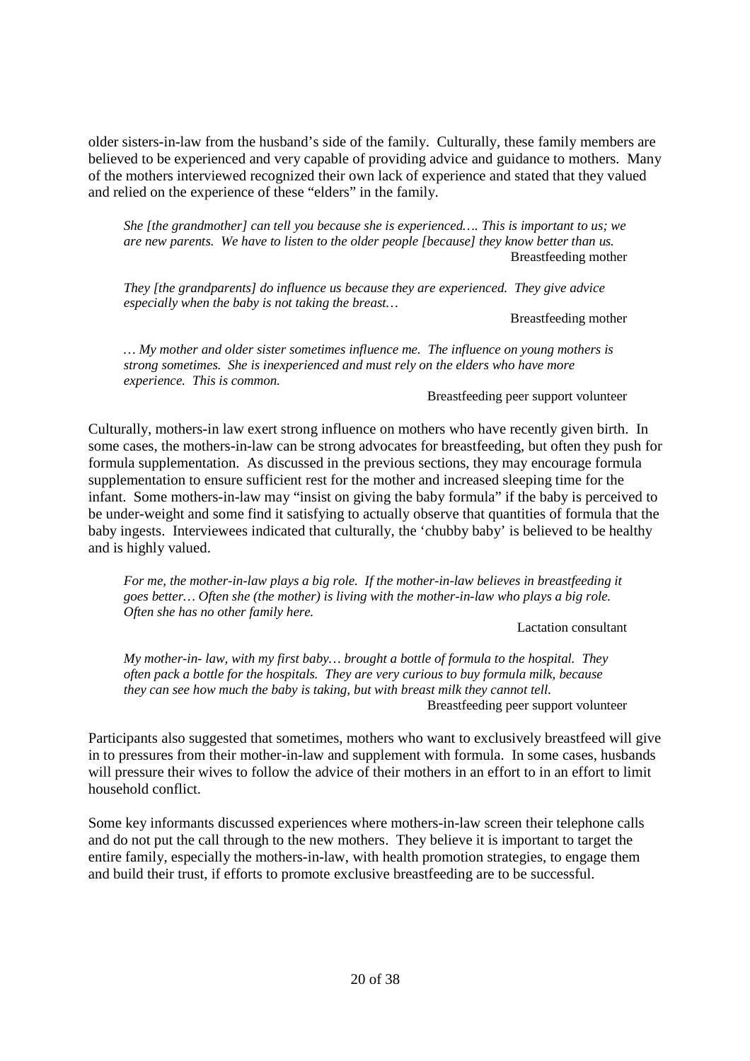older sisters-in-law from the husband's side of the family. Culturally, these family members are believed to be experienced and very capable of providing advice and guidance to mothers. Many of the mothers interviewed recognized their own lack of experience and stated that they valued and relied on the experience of these "elders" in the family.

> *She [the grandmother] can tell you because she is experienced…. This is important to us; we are new parents. We have to listen to the older people [because] they know better than us.*
>
> Breastfeeding mother

> *They [the grandparents] do influence us because they are experienced. They give advice especially when the baby is not taking the breast…*
>
> Breastfeeding mother

> *… My mother and older sister sometimes influence me. The influence on young mothers is strong sometimes. She is inexperienced and must rely on the elders who have more experience. This is common.*
>
> Breastfeeding peer support volunteer

Culturally, mothers-in law exert strong influence on mothers who have recently given birth. In some cases, the mothers-in-law can be strong advocates for breastfeeding, but often they push for formula supplementation. As discussed in the previous sections, they may encourage formula supplementation to ensure sufficient rest for the mother and increased sleeping time for the infant. Some mothers-in-law may "insist on giving the baby formula" if the baby is perceived to be under-weight and some find it satisfying to actually observe that quantities of formula that the baby ingests. Interviewees indicated that culturally, the 'chubby baby' is believed to be healthy and is highly valued.

> *For me, the mother-in-law plays a big role. If the mother-in-law believes in breastfeeding it goes better… Often she (the mother) is living with the mother-in-law who plays a big role. Often she has no other family here.*
>
> Lactation consultant

> *My mother-in- law, with my first baby… brought a bottle of formula to the hospital. They often pack a bottle for the hospitals. They are very curious to buy formula milk, because they can see how much the baby is taking, but with breast milk they cannot tell.*
>
> Breastfeeding peer support volunteer

Participants also suggested that sometimes, mothers who want to exclusively breastfeed will give in to pressures from their mother-in-law and supplement with formula. In some cases, husbands will pressure their wives to follow the advice of their mothers in an effort to in an effort to limit household conflict.

Some key informants discussed experiences where mothers-in-law screen their telephone calls and do not put the call through to the new mothers. They believe it is important to target the entire family, especially the mothers-in-law, with health promotion strategies, to engage them and build their trust, if efforts to promote exclusive breastfeeding are to be successful.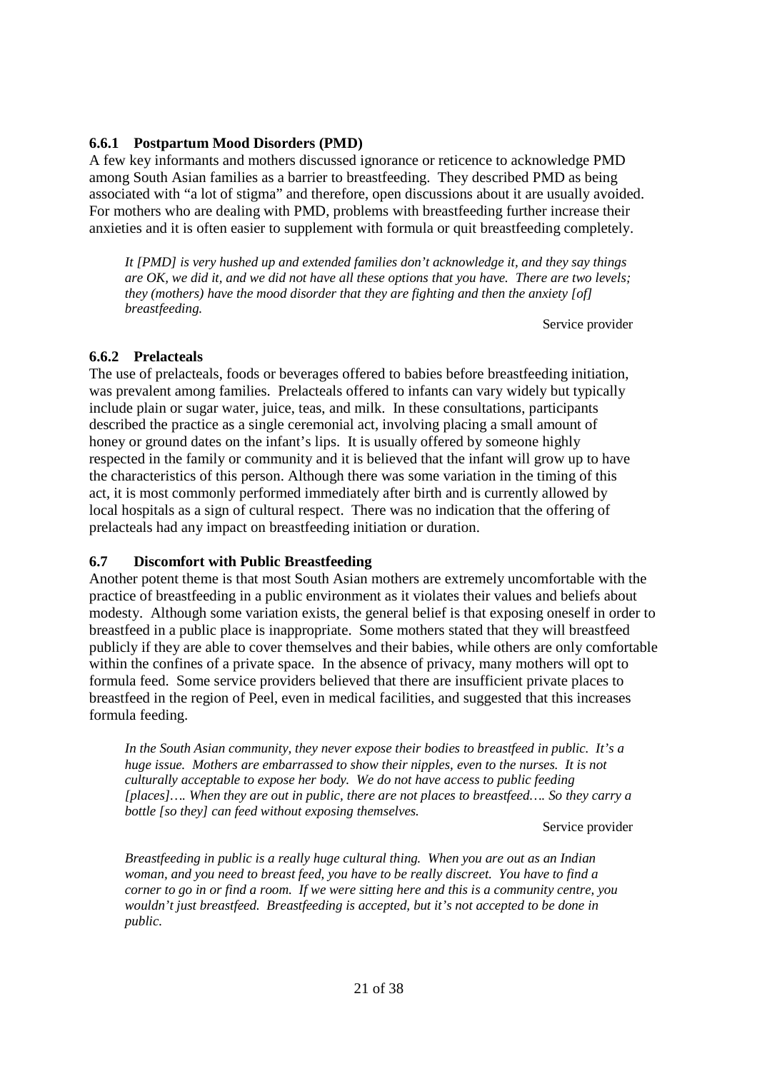### 6.6.1 Postpartum Mood Disorders (PMD)

A few key informants and mothers discussed ignorance or reticence to acknowledge PMD among South Asian families as a barrier to breastfeeding. They described PMD as being associated with "a lot of stigma" and therefore, open discussions about it are usually avoided. For mothers who are dealing with PMD, problems with breastfeeding further increase their anxieties and it is often easier to supplement with formula or quit breastfeeding completely.

> *It [PMD] is very hushed up and extended families don't acknowledge it, and they say things are OK, we did it, and we did not have all these options that you have. There are two levels; they (mothers) have the mood disorder that they are fighting and then the anxiety [of] breastfeeding.*
>
> Service provider

### 6.6.2 Prelacteals

The use of prelacteals, foods or beverages offered to babies before breastfeeding initiation, was prevalent among families. Prelacteals offered to infants can vary widely but typically include plain or sugar water, juice, teas, and milk. In these consultations, participants described the practice as a single ceremonial act, involving placing a small amount of honey or ground dates on the infant's lips. It is usually offered by someone highly respected in the family or community and it is believed that the infant will grow up to have the characteristics of this person. Although there was some variation in the timing of this act, it is most commonly performed immediately after birth and is currently allowed by local hospitals as a sign of cultural respect. There was no indication that the offering of prelacteals had any impact on breastfeeding initiation or duration.

## 6.7 Discomfort with Public Breastfeeding

Another potent theme is that most South Asian mothers are extremely uncomfortable with the practice of breastfeeding in a public environment as it violates their values and beliefs about modesty. Although some variation exists, the general belief is that exposing oneself in order to breastfeed in a public place is inappropriate. Some mothers stated that they will breastfeed publicly if they are able to cover themselves and their babies, while others are only comfortable within the confines of a private space. In the absence of privacy, many mothers will opt to formula feed. Some service providers believed that there are insufficient private places to breastfeed in the region of Peel, even in medical facilities, and suggested that this increases formula feeding.

> *In the South Asian community, they never expose their bodies to breastfeed in public. It's a huge issue. Mothers are embarrassed to show their nipples, even to the nurses. It is not culturally acceptable to expose her body. We do not have access to public feeding [places]…. When they are out in public, there are not places to breastfeed…. So they carry a bottle [so they] can feed without exposing themselves.*
>
> Service provider

> *Breastfeeding in public is a really huge cultural thing. When you are out as an Indian woman, and you need to breast feed, you have to be really discreet. You have to find a corner to go in or find a room. If we were sitting here and this is a community centre, you wouldn't just breastfeed. Breastfeeding is accepted, but it's not accepted to be done in public.*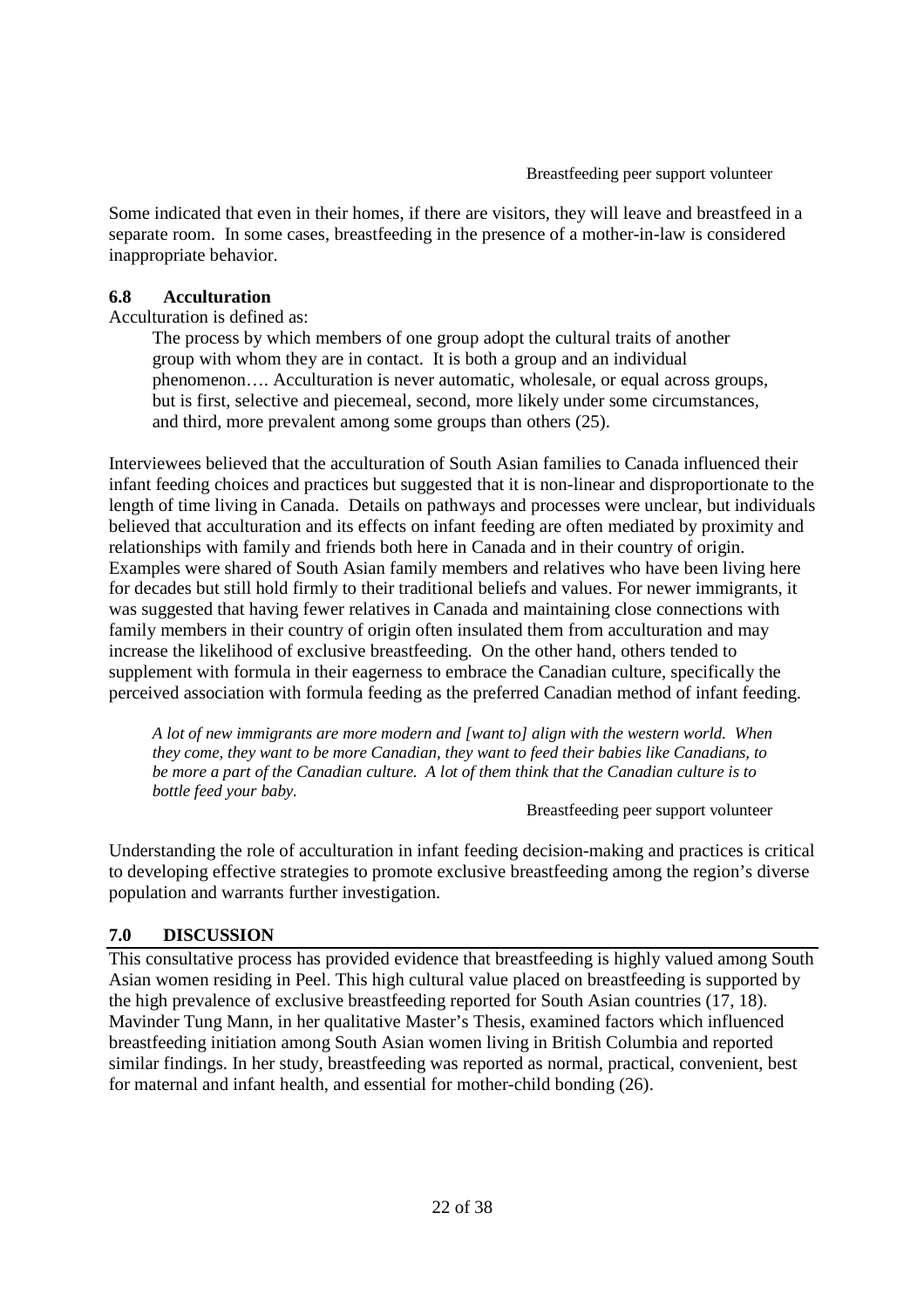Breastfeeding peer support volunteer

Some indicated that even in their homes, if there are visitors, they will leave and breastfeed in a separate room. In some cases, breastfeeding in the presence of a mother-in-law is considered inappropriate behavior.

### 6.8 Acculturation

Acculturation is defined as:

> The process by which members of one group adopt the cultural traits of another group with whom they are in contact. It is both a group and an individual phenomenon…. Acculturation is never automatic, wholesale, or equal across groups, but is first, selective and piecemeal, second, more likely under some circumstances, and third, more prevalent among some groups than others (25).

Interviewees believed that the acculturation of South Asian families to Canada influenced their infant feeding choices and practices but suggested that it is non-linear and disproportionate to the length of time living in Canada. Details on pathways and processes were unclear, but individuals believed that acculturation and its effects on infant feeding are often mediated by proximity and relationships with family and friends both here in Canada and in their country of origin. Examples were shared of South Asian family members and relatives who have been living here for decades but still hold firmly to their traditional beliefs and values. For newer immigrants, it was suggested that having fewer relatives in Canada and maintaining close connections with family members in their country of origin often insulated them from acculturation and may increase the likelihood of exclusive breastfeeding. On the other hand, others tended to supplement with formula in their eagerness to embrace the Canadian culture, specifically the perceived association with formula feeding as the preferred Canadian method of infant feeding.

> *A lot of new immigrants are more modern and [want to] align with the western world. When they come, they want to be more Canadian, they want to feed their babies like Canadians, to be more a part of the Canadian culture. A lot of them think that the Canadian culture is to bottle feed your baby.*
>
> Breastfeeding peer support volunteer

Understanding the role of acculturation in infant feeding decision-making and practices is critical to developing effective strategies to promote exclusive breastfeeding among the region's diverse population and warrants further investigation.

## 7.0 DISCUSSION

This consultative process has provided evidence that breastfeeding is highly valued among South Asian women residing in Peel. This high cultural value placed on breastfeeding is supported by the high prevalence of exclusive breastfeeding reported for South Asian countries (17, 18). Mavinder Tung Mann, in her qualitative Master's Thesis, examined factors which influenced breastfeeding initiation among South Asian women living in British Columbia and reported similar findings. In her study, breastfeeding was reported as normal, practical, convenient, best for maternal and infant health, and essential for mother-child bonding (26).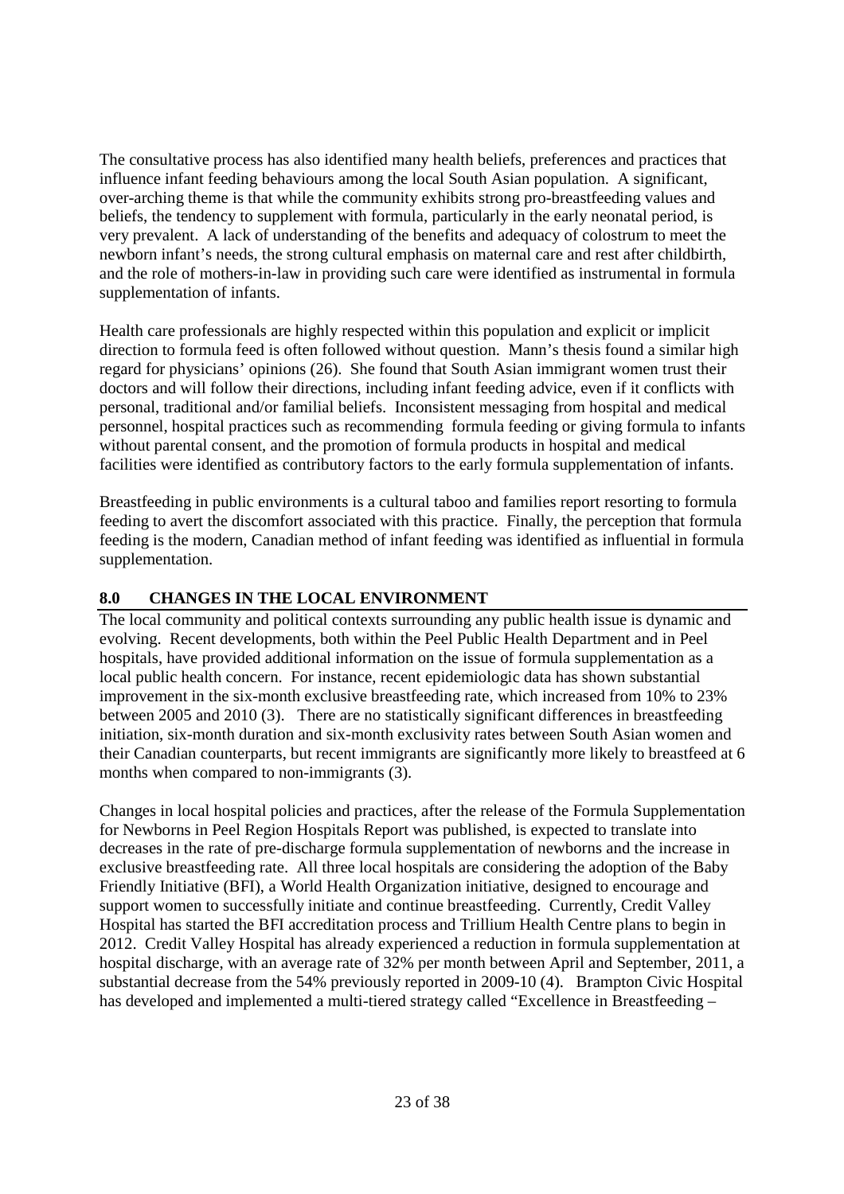The consultative process has also identified many health beliefs, preferences and practices that influence infant feeding behaviours among the local South Asian population. A significant, over-arching theme is that while the community exhibits strong pro-breastfeeding values and beliefs, the tendency to supplement with formula, particularly in the early neonatal period, is very prevalent. A lack of understanding of the benefits and adequacy of colostrum to meet the newborn infant's needs, the strong cultural emphasis on maternal care and rest after childbirth, and the role of mothers-in-law in providing such care were identified as instrumental in formula supplementation of infants.

Health care professionals are highly respected within this population and explicit or implicit direction to formula feed is often followed without question. Mann's thesis found a similar high regard for physicians' opinions (26). She found that South Asian immigrant women trust their doctors and will follow their directions, including infant feeding advice, even if it conflicts with personal, traditional and/or familial beliefs. Inconsistent messaging from hospital and medical personnel, hospital practices such as recommending formula feeding or giving formula to infants without parental consent, and the promotion of formula products in hospital and medical facilities were identified as contributory factors to the early formula supplementation of infants.

Breastfeeding in public environments is a cultural taboo and families report resorting to formula feeding to avert the discomfort associated with this practice. Finally, the perception that formula feeding is the modern, Canadian method of infant feeding was identified as influential in formula supplementation.

## 8.0 CHANGES IN THE LOCAL ENVIRONMENT

The local community and political contexts surrounding any public health issue is dynamic and evolving. Recent developments, both within the Peel Public Health Department and in Peel hospitals, have provided additional information on the issue of formula supplementation as a local public health concern. For instance, recent epidemiologic data has shown substantial improvement in the six-month exclusive breastfeeding rate, which increased from 10% to 23% between 2005 and 2010 (3). There are no statistically significant differences in breastfeeding initiation, six-month duration and six-month exclusivity rates between South Asian women and their Canadian counterparts, but recent immigrants are significantly more likely to breastfeed at 6 months when compared to non-immigrants (3).

Changes in local hospital policies and practices, after the release of the Formula Supplementation for Newborns in Peel Region Hospitals Report was published, is expected to translate into decreases in the rate of pre-discharge formula supplementation of newborns and the increase in exclusive breastfeeding rate. All three local hospitals are considering the adoption of the Baby Friendly Initiative (BFI), a World Health Organization initiative, designed to encourage and support women to successfully initiate and continue breastfeeding. Currently, Credit Valley Hospital has started the BFI accreditation process and Trillium Health Centre plans to begin in 2012. Credit Valley Hospital has already experienced a reduction in formula supplementation at hospital discharge, with an average rate of 32% per month between April and September, 2011, a substantial decrease from the 54% previously reported in 2009-10 (4). Brampton Civic Hospital has developed and implemented a multi-tiered strategy called "Excellence in Breastfeeding –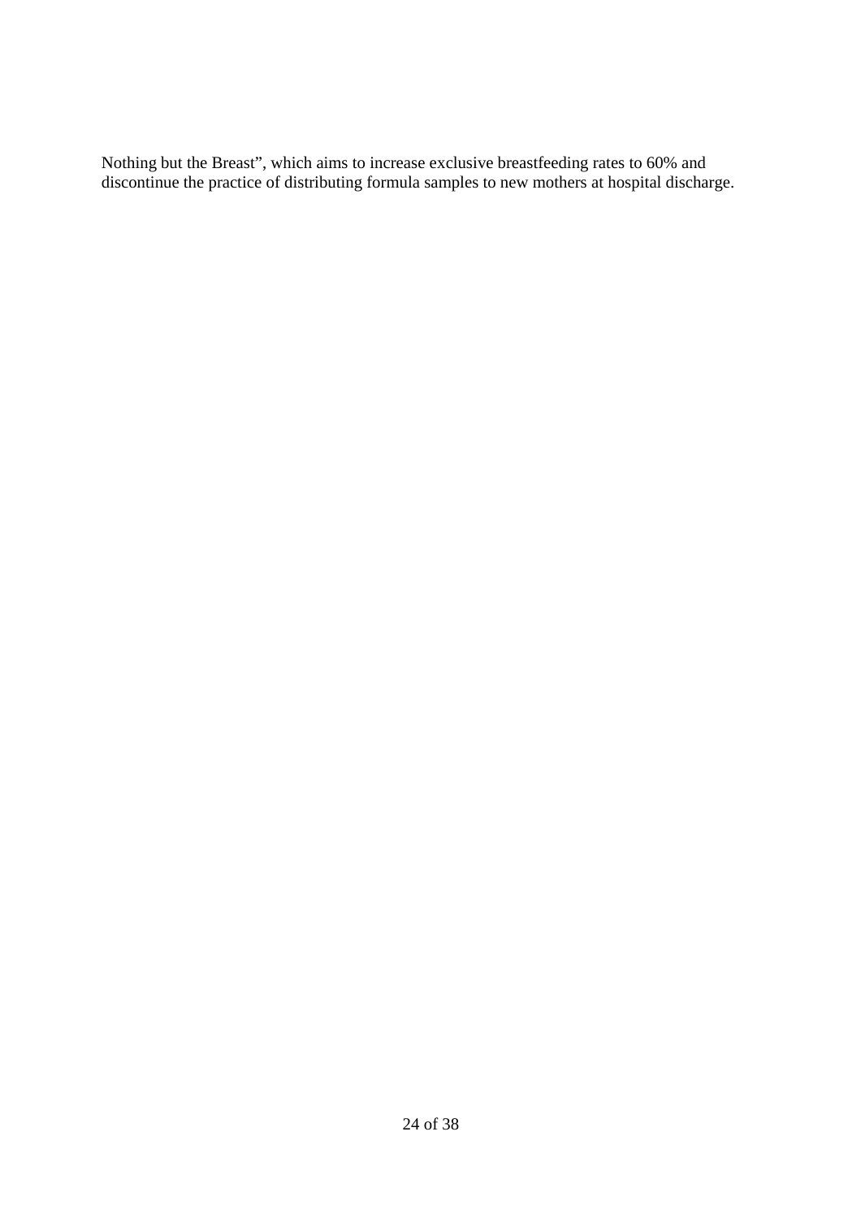Nothing but the Breast", which aims to increase exclusive breastfeeding rates to 60% and discontinue the practice of distributing formula samples to new mothers at hospital discharge.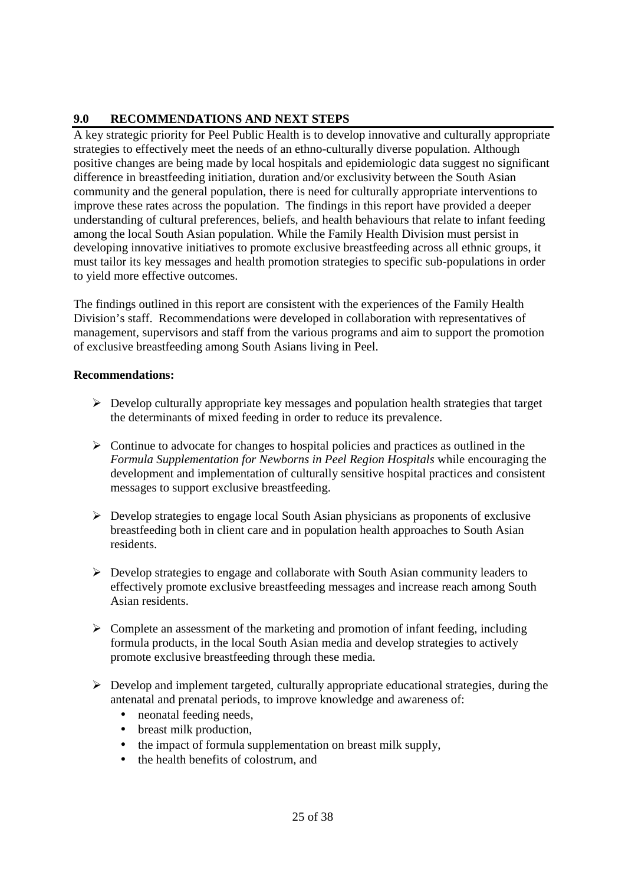## 9.0 RECOMMENDATIONS AND NEXT STEPS

A key strategic priority for Peel Public Health is to develop innovative and culturally appropriate strategies to effectively meet the needs of an ethno-culturally diverse population. Although positive changes are being made by local hospitals and epidemiologic data suggest no significant difference in breastfeeding initiation, duration and/or exclusivity between the South Asian community and the general population, there is need for culturally appropriate interventions to improve these rates across the population. The findings in this report have provided a deeper understanding of cultural preferences, beliefs, and health behaviours that relate to infant feeding among the local South Asian population. While the Family Health Division must persist in developing innovative initiatives to promote exclusive breastfeeding across all ethnic groups, it must tailor its key messages and health promotion strategies to specific sub-populations in order to yield more effective outcomes.

The findings outlined in this report are consistent with the experiences of the Family Health Division's staff. Recommendations were developed in collaboration with representatives of management, supervisors and staff from the various programs and aim to support the promotion of exclusive breastfeeding among South Asians living in Peel.

**Recommendations:**

- Develop culturally appropriate key messages and population health strategies that target the determinants of mixed feeding in order to reduce its prevalence.
- Continue to advocate for changes to hospital policies and practices as outlined in the *Formula Supplementation for Newborns in Peel Region Hospitals* while encouraging the development and implementation of culturally sensitive hospital practices and consistent messages to support exclusive breastfeeding.
- Develop strategies to engage local South Asian physicians as proponents of exclusive breastfeeding both in client care and in population health approaches to South Asian residents.
- Develop strategies to engage and collaborate with South Asian community leaders to effectively promote exclusive breastfeeding messages and increase reach among South Asian residents.
- Complete an assessment of the marketing and promotion of infant feeding, including formula products, in the local South Asian media and develop strategies to actively promote exclusive breastfeeding through these media.
- Develop and implement targeted, culturally appropriate educational strategies, during the antenatal and prenatal periods, to improve knowledge and awareness of:
  - neonatal feeding needs,
  - breast milk production,
  - the impact of formula supplementation on breast milk supply,
  - the health benefits of colostrum, and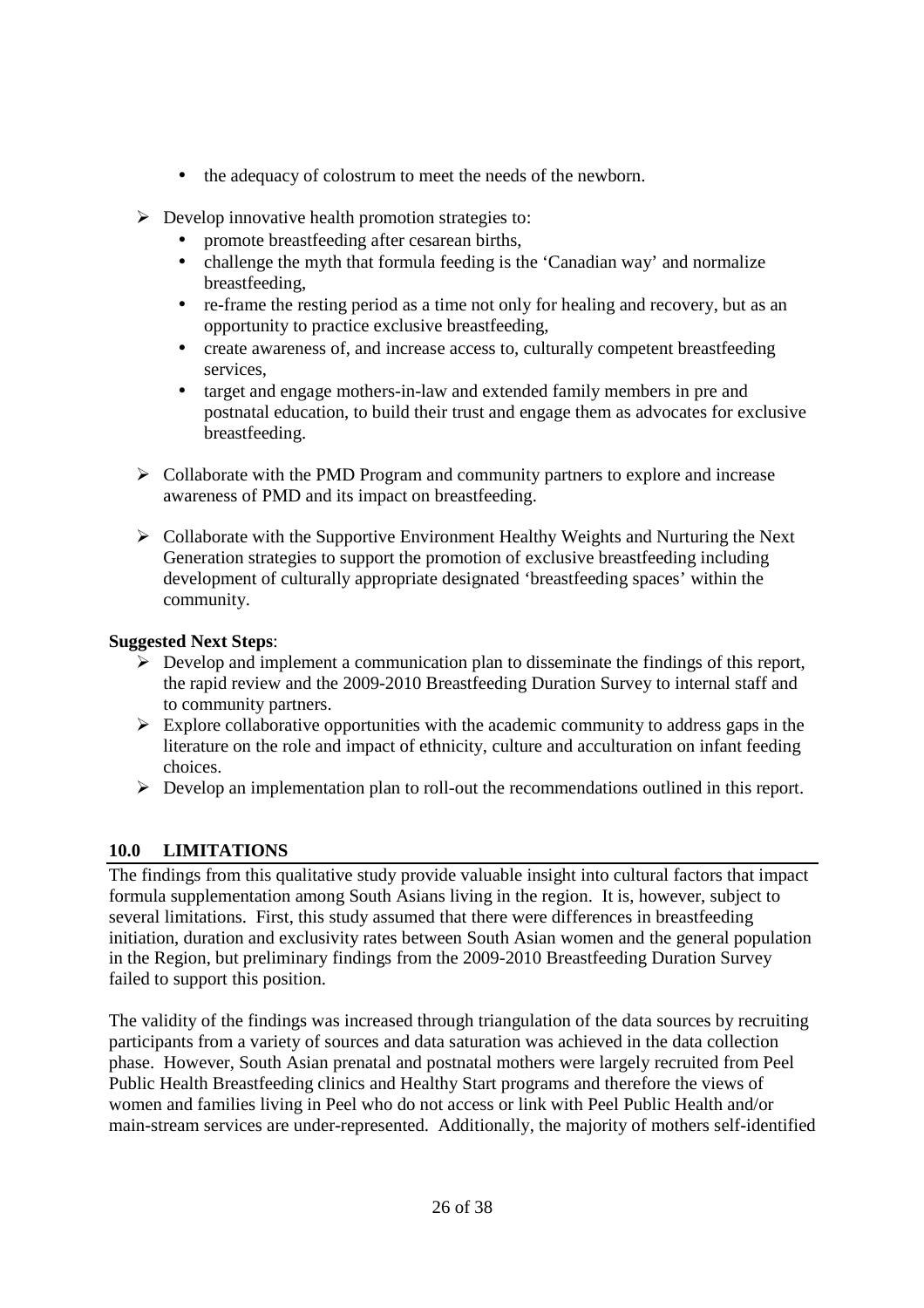- the adequacy of colostrum to meet the needs of the newborn.

- Develop innovative health promotion strategies to:
  - promote breastfeeding after cesarean births,
  - challenge the myth that formula feeding is the 'Canadian way' and normalize breastfeeding,
  - re-frame the resting period as a time not only for healing and recovery, but as an opportunity to practice exclusive breastfeeding,
  - create awareness of, and increase access to, culturally competent breastfeeding services,
  - target and engage mothers-in-law and extended family members in pre and postnatal education, to build their trust and engage them as advocates for exclusive breastfeeding.

- Collaborate with the PMD Program and community partners to explore and increase awareness of PMD and its impact on breastfeeding.

- Collaborate with the Supportive Environment Healthy Weights and Nurturing the Next Generation strategies to support the promotion of exclusive breastfeeding including development of culturally appropriate designated 'breastfeeding spaces' within the community.

**Suggested Next Steps**:

- Develop and implement a communication plan to disseminate the findings of this report, the rapid review and the 2009-2010 Breastfeeding Duration Survey to internal staff and to community partners.
- Explore collaborative opportunities with the academic community to address gaps in the literature on the role and impact of ethnicity, culture and acculturation on infant feeding choices.
- Develop an implementation plan to roll-out the recommendations outlined in this report.

## 10.0 LIMITATIONS

The findings from this qualitative study provide valuable insight into cultural factors that impact formula supplementation among South Asians living in the region. It is, however, subject to several limitations. First, this study assumed that there were differences in breastfeeding initiation, duration and exclusivity rates between South Asian women and the general population in the Region, but preliminary findings from the 2009-2010 Breastfeeding Duration Survey failed to support this position.

The validity of the findings was increased through triangulation of the data sources by recruiting participants from a variety of sources and data saturation was achieved in the data collection phase. However, South Asian prenatal and postnatal mothers were largely recruited from Peel Public Health Breastfeeding clinics and Healthy Start programs and therefore the views of women and families living in Peel who do not access or link with Peel Public Health and/or main-stream services are under-represented. Additionally, the majority of mothers self-identified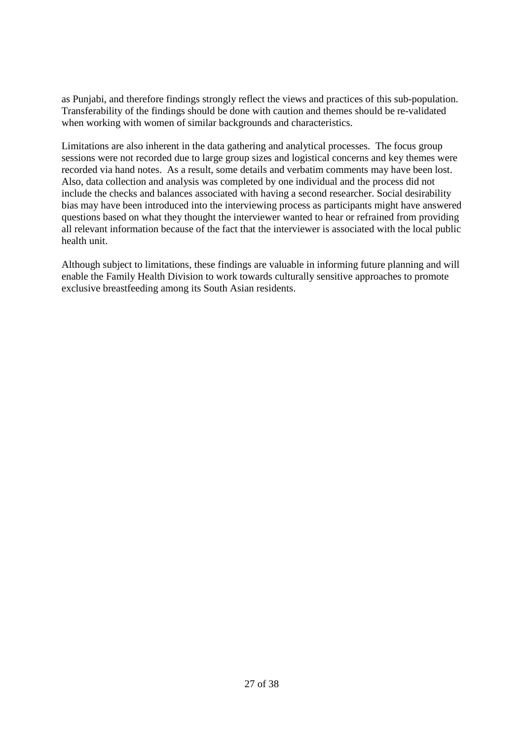as Punjabi, and therefore findings strongly reflect the views and practices of this sub-population. Transferability of the findings should be done with caution and themes should be re-validated when working with women of similar backgrounds and characteristics.

Limitations are also inherent in the data gathering and analytical processes. The focus group sessions were not recorded due to large group sizes and logistical concerns and key themes were recorded via hand notes. As a result, some details and verbatim comments may have been lost. Also, data collection and analysis was completed by one individual and the process did not include the checks and balances associated with having a second researcher. Social desirability bias may have been introduced into the interviewing process as participants might have answered questions based on what they thought the interviewer wanted to hear or refrained from providing all relevant information because of the fact that the interviewer is associated with the local public health unit.

Although subject to limitations, these findings are valuable in informing future planning and will enable the Family Health Division to work towards culturally sensitive approaches to promote exclusive breastfeeding among its South Asian residents.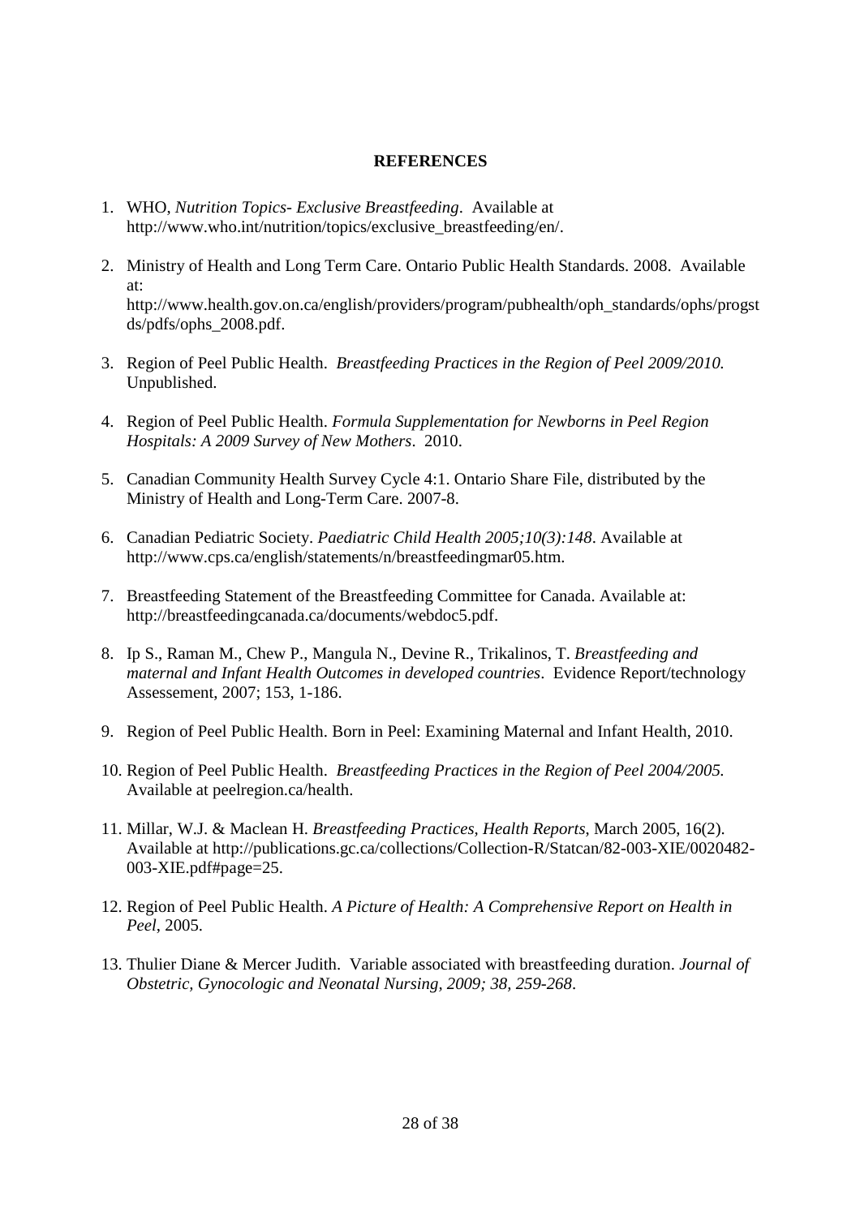**REFERENCES**

1. WHO, *Nutrition Topics- Exclusive Breastfeeding*. Available at http://www.who.int/nutrition/topics/exclusive_breastfeeding/en/.

2. Ministry of Health and Long Term Care. Ontario Public Health Standards. 2008. Available at: http://www.health.gov.on.ca/english/providers/program/pubhealth/oph_standards/ophs/progstds/pdfs/ophs_2008.pdf.

3. Region of Peel Public Health. *Breastfeeding Practices in the Region of Peel 2009/2010.* Unpublished.

4. Region of Peel Public Health. *Formula Supplementation for Newborns in Peel Region Hospitals: A 2009 Survey of New Mothers*. 2010.

5. Canadian Community Health Survey Cycle 4:1. Ontario Share File, distributed by the Ministry of Health and Long-Term Care. 2007-8.

6. Canadian Pediatric Society. *Paediatric Child Health 2005;10(3):148*. Available at http://www.cps.ca/english/statements/n/breastfeedingmar05.htm.

7. Breastfeeding Statement of the Breastfeeding Committee for Canada. Available at: http://breastfeedingcanada.ca/documents/webdoc5.pdf.

8. Ip S., Raman M., Chew P., Mangula N., Devine R., Trikalinos, T. *Breastfeeding and maternal and Infant Health Outcomes in developed countries*. Evidence Report/technology Assessement, 2007; 153, 1-186.

9. Region of Peel Public Health. Born in Peel: Examining Maternal and Infant Health, 2010.

10. Region of Peel Public Health. *Breastfeeding Practices in the Region of Peel 2004/2005.* Available at peelregion.ca/health.

11. Millar, W.J. & Maclean H. *Breastfeeding Practices, Health Reports*, March 2005, 16(2). Available at http://publications.gc.ca/collections/Collection-R/Statcan/82-003-XIE/0020482-003-XIE.pdf#page=25.

12. Region of Peel Public Health. *A Picture of Health: A Comprehensive Report on Health in Peel*, 2005.

13. Thulier Diane & Mercer Judith. Variable associated with breastfeeding duration. *Journal of Obstetric, Gynocologic and Neonatal Nursing, 2009; 38, 259-268*.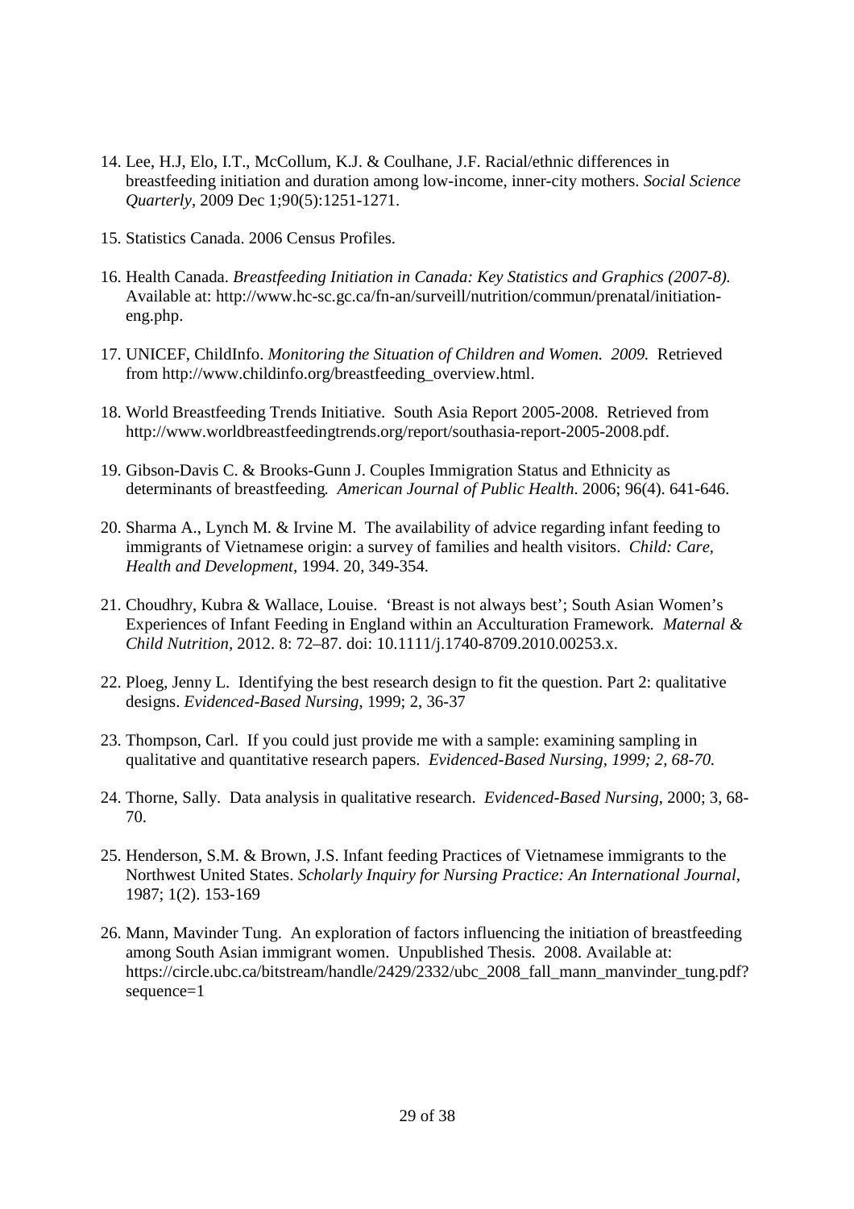14. Lee, H.J, Elo, I.T., McCollum, K.J. & Coulhane, J.F. Racial/ethnic differences in breastfeeding initiation and duration among low-income, inner-city mothers. *Social Science Quarterly*, 2009 Dec 1;90(5):1251-1271.

15. Statistics Canada. 2006 Census Profiles.

16. Health Canada. *Breastfeeding Initiation in Canada: Key Statistics and Graphics (2007-8).* Available at: http://www.hc-sc.gc.ca/fn-an/surveill/nutrition/commun/prenatal/initiation-eng.php.

17. UNICEF, ChildInfo. *Monitoring the Situation of Children and Women. 2009.* Retrieved from http://www.childinfo.org/breastfeeding_overview.html.

18. World Breastfeeding Trends Initiative. South Asia Report 2005-2008. Retrieved from http://www.worldbreastfeedingtrends.org/report/southasia-report-2005-2008.pdf.

19. Gibson-Davis C. & Brooks-Gunn J. Couples Immigration Status and Ethnicity as determinants of breastfeeding. *American Journal of Public Health*. 2006; 96(4). 641-646.

20. Sharma A., Lynch M. & Irvine M. The availability of advice regarding infant feeding to immigrants of Vietnamese origin: a survey of families and health visitors. *Child: Care, Health and Development*, 1994. 20, 349-354.

21. Choudhry, Kubra & Wallace, Louise. 'Breast is not always best'; South Asian Women's Experiences of Infant Feeding in England within an Acculturation Framework. *Maternal & Child Nutrition*, 2012. 8: 72–87. doi: 10.1111/j.1740-8709.2010.00253.x.

22. Ploeg, Jenny L. Identifying the best research design to fit the question. Part 2: qualitative designs. *Evidenced-Based Nursing*, 1999; 2, 36-37

23. Thompson, Carl. If you could just provide me with a sample: examining sampling in qualitative and quantitative research papers. *Evidenced-Based Nursing, 1999; 2, 68-70.*

24. Thorne, Sally. Data analysis in qualitative research. *Evidenced-Based Nursing*, 2000; 3, 68-70.

25. Henderson, S.M. & Brown, J.S. Infant feeding Practices of Vietnamese immigrants to the Northwest United States. *Scholarly Inquiry for Nursing Practice: An International Journal*, 1987; 1(2). 153-169

26. Mann, Mavinder Tung. An exploration of factors influencing the initiation of breastfeeding among South Asian immigrant women. Unpublished Thesis. 2008. Available at: https://circle.ubc.ca/bitstream/handle/2429/2332/ubc_2008_fall_mann_manvinder_tung.pdf?sequence=1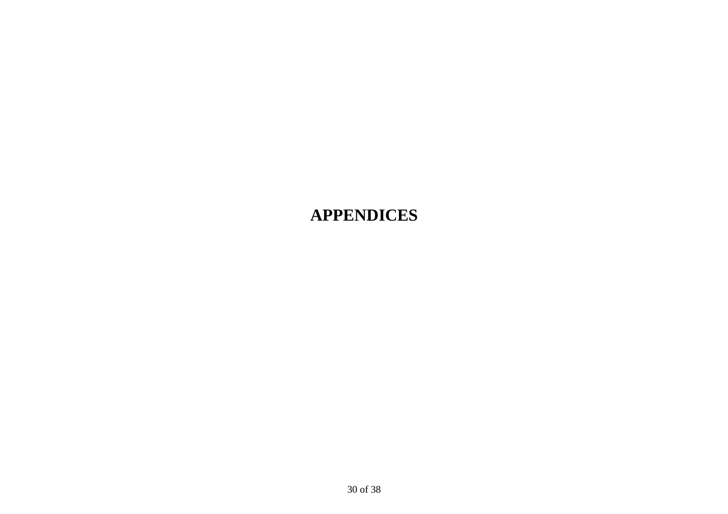# APPENDICES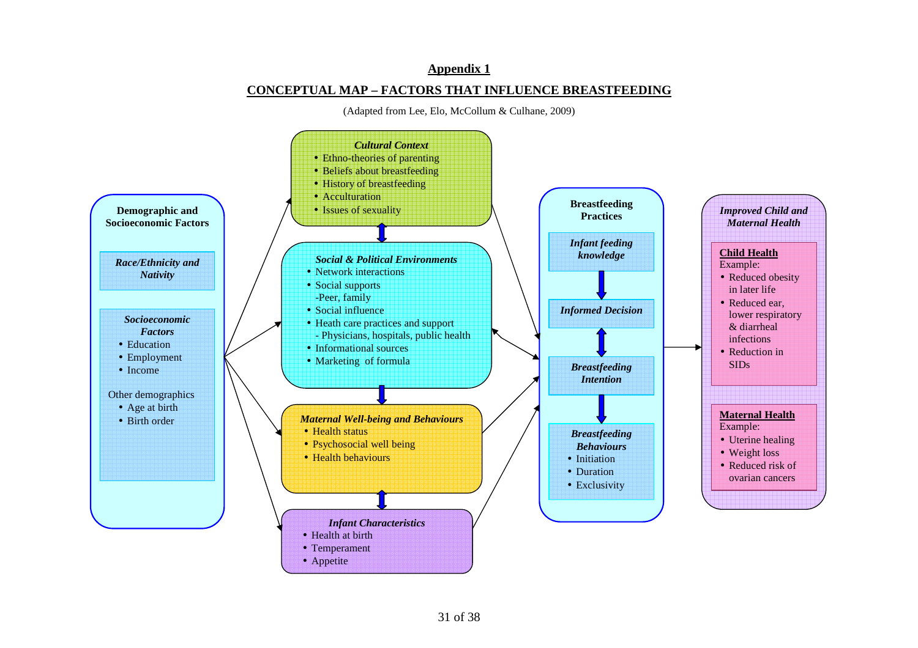## Appendix 1

## CONCEPTUAL MAP – FACTORS THAT INFLUENCE BREASTFEEDING

(Adapted from Lee, Elo, McCollum & Culhane, 2009)

**Demographic and Socioeconomic Factors**

*Race/Ethnicity and Nativity*

*Socioeconomic Factors*
- Education
- Employment
- Income

Other demographics
- Age at birth
- Birth order

***Cultural Context***
- Ethno-theories of parenting
- Beliefs about breastfeeding
- History of breastfeeding
- Acculturation
- Issues of sexuality

***Social & Political Environments***
- Network interactions
- Social supports
  -Peer, family
- Social influence
- Heath care practices and support
  - Physicians, hospitals, public health
- Informational sources
- Marketing of formula

***Maternal Well-being and Behaviours***
- Health status
- Psychosocial well being
- Health behaviours

***Infant Characteristics***
- Health at birth
- Temperament
- Appetite

**Breastfeeding Practices**

*Infant feeding knowledge*

*Informed Decision*

*Breastfeeding Intention*

*Breastfeeding Behaviours*
- Initiation
- Duration
- Exclusivity

***Improved Child and Maternal Health***

**Child Health**
Example:
- Reduced obesity in later life
- Reduced ear, lower respiratory & diarrheal infections
- Reduction in SIDs

**Maternal Health**
Example:
- Uterine healing
- Weight loss
- Reduced risk of ovarian cancers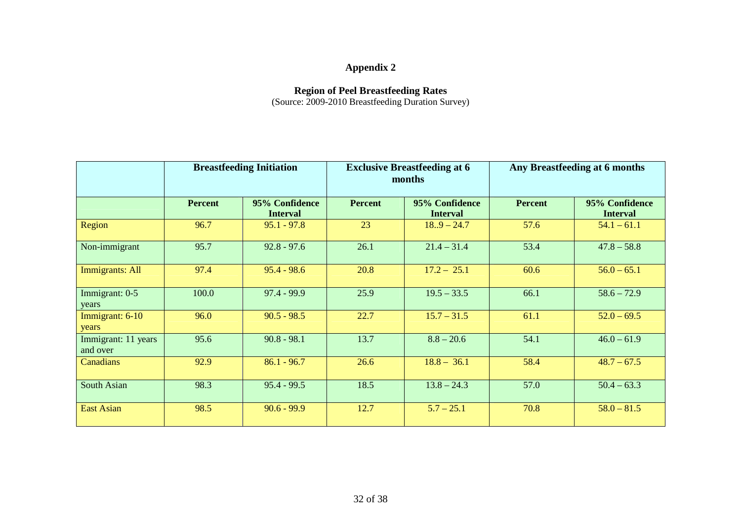# Appendix 2

**Region of Peel Breastfeeding Rates**
(Source: 2009-2010 Breastfeeding Duration Survey)

| | **Breastfeeding Initiation** | | **Exclusive Breastfeeding at 6 months** | | **Any Breastfeeding at 6 months** | |
|---|---|---|---|---|---|---|
| | **Percent** | **95% Confidence Interval** | **Percent** | **95% Confidence Interval** | **Percent** | **95% Confidence Interval** |
| Region | 96.7 | 95.1 - 97.8 | 23 | 18..9 – 24.7 | 57.6 | 54.1 – 61.1 |
| Non-immigrant | 95.7 | 92.8 - 97.6 | 26.1 | 21.4 – 31.4 | 53.4 | 47.8 – 58.8 |
| Immigrants: All | 97.4 | 95.4 - 98.6 | 20.8 | 17.2 – 25.1 | 60.6 | 56.0 – 65.1 |
| Immigrant: 0-5 years | 100.0 | 97.4 - 99.9 | 25.9 | 19.5 – 33.5 | 66.1 | 58.6 – 72.9 |
| Immigrant: 6-10 years | 96.0 | 90.5 - 98.5 | 22.7 | 15.7 – 31.5 | 61.1 | 52.0 – 69.5 |
| Immigrant: 11 years and over | 95.6 | 90.8 - 98.1 | 13.7 | 8.8 – 20.6 | 54.1 | 46.0 – 61.9 |
| Canadians | 92.9 | 86.1 - 96.7 | 26.6 | 18.8 – 36.1 | 58.4 | 48.7 – 67.5 |
| South Asian | 98.3 | 95.4 - 99.5 | 18.5 | 13.8 – 24.3 | 57.0 | 50.4 – 63.3 |
| East Asian | 98.5 | 90.6 - 99.9 | 12.7 | 5.7 – 25.1 | 70.8 | 58.0 – 81.5 |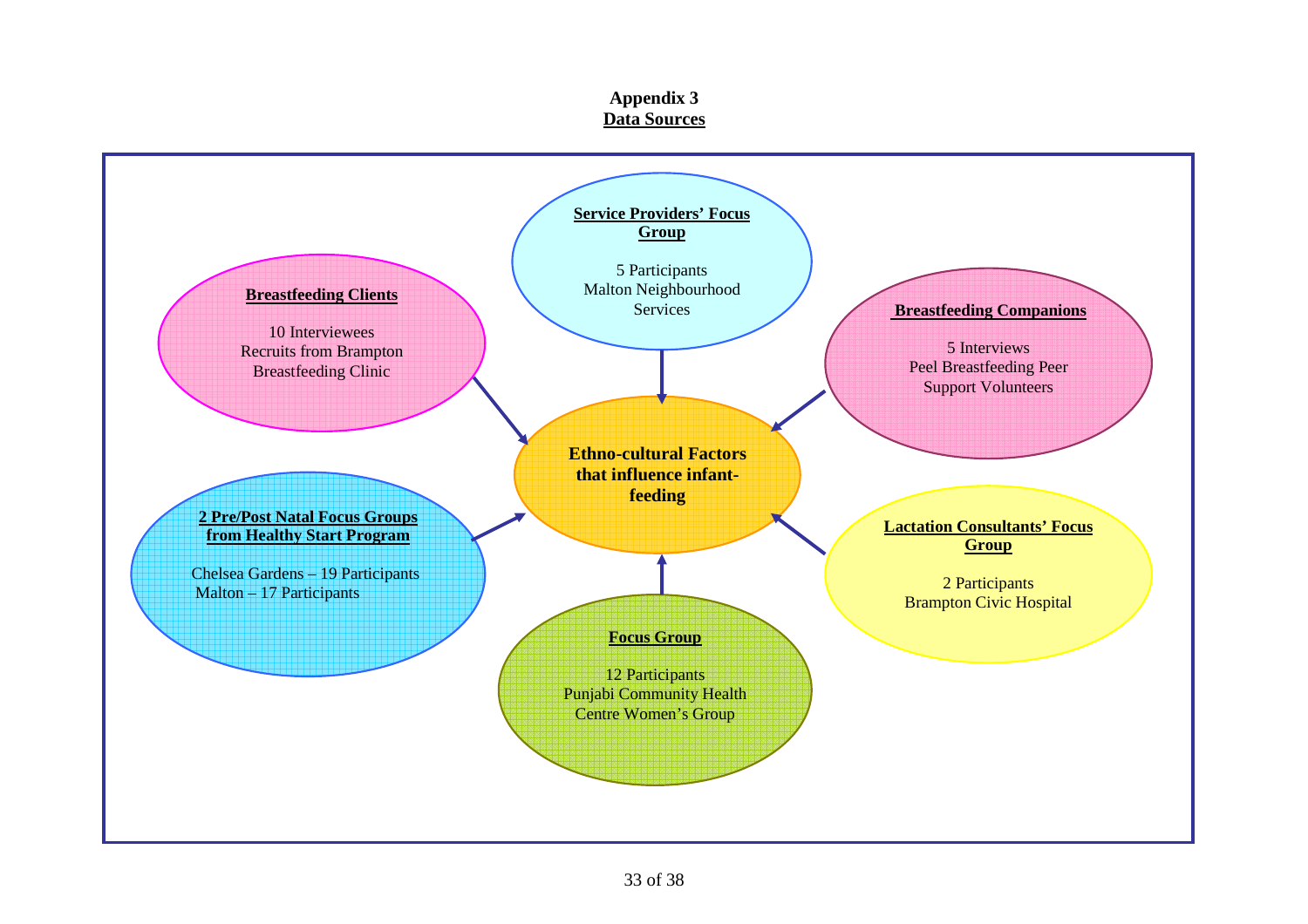**Appendix 3**

**Data Sources**

**Ethno-cultural Factors that influence infant-feeding**

**Service Providers' Focus Group**

5 Participants
Malton Neighbourhood Services

**Breastfeeding Clients**

10 Interviewees
Recruits from Brampton Breastfeeding Clinic

**Breastfeeding Companions**

5 Interviews
Peel Breastfeeding Peer Support Volunteers

**2 Pre/Post Natal Focus Groups from Healthy Start Program**

Chelsea Gardens – 19 Participants
Malton – 17 Participants

**Lactation Consultants' Focus Group**

2 Participants
Brampton Civic Hospital

**Focus Group**

12 Participants
Punjabi Community Health Centre Women's Group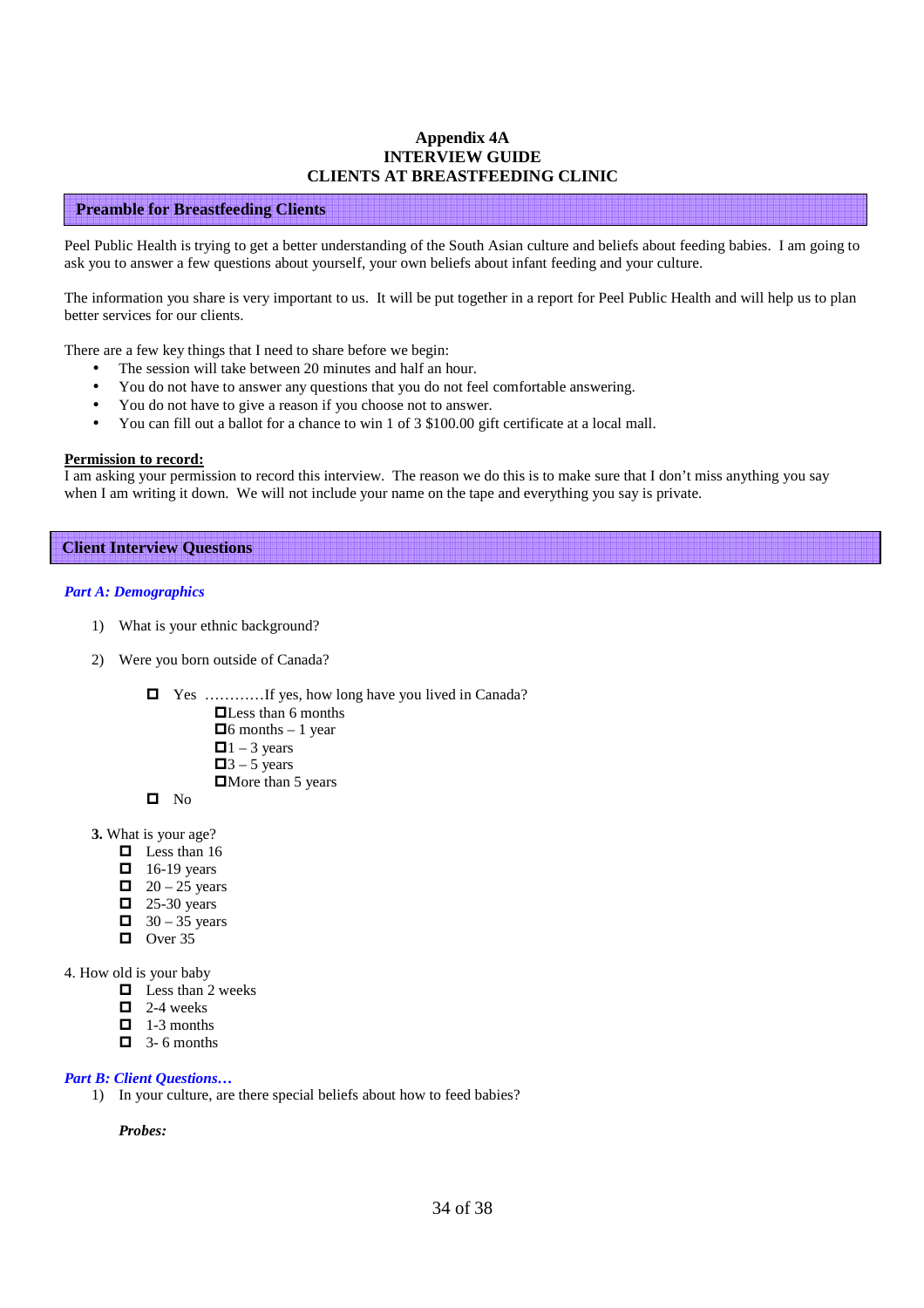# Appendix 4A
# INTERVIEW GUIDE
# CLIENTS AT BREASTFEEDING CLINIC

## Preamble for Breastfeeding Clients

Peel Public Health is trying to get a better understanding of the South Asian culture and beliefs about feeding babies. I am going to ask you to answer a few questions about yourself, your own beliefs about infant feeding and your culture.

The information you share is very important to us. It will be put together in a report for Peel Public Health and will help us to plan better services for our clients.

There are a few key things that I need to share before we begin:

- The session will take between 20 minutes and half an hour.
- You do not have to answer any questions that you do not feel comfortable answering.
- You do not have to give a reason if you choose not to answer.
- You can fill out a ballot for a chance to win 1 of 3 $100.00 gift certificate at a local mall.

**Permission to record:**

I am asking your permission to record this interview. The reason we do this is to make sure that I don't miss anything you say when I am writing it down. We will not include your name on the tape and everything you say is private.

## Client Interview Questions

### *Part A: Demographics*

1) What is your ethnic background?

2) Were you born outside of Canada?

   - ☐ Yes …………If yes, how long have you lived in Canada?
     - ☐ Less than 6 months
     - ☐ 6 months – 1 year
     - ☐ 1 – 3 years
     - ☐ 3 – 5 years
     - ☐ More than 5 years
   - ☐ No

**3.** What is your age?

- ☐ Less than 16
- ☐ 16-19 years
- ☐ 20 – 25 years
- ☐ 25-30 years
- ☐ 30 – 35 years
- ☐ Over 35

4. How old is your baby

- ☐ Less than 2 weeks
- ☐ 2-4 weeks
- ☐ 1-3 months
- ☐ 3- 6 months

### *Part B: Client Questions…*

1) In your culture, are there special beliefs about how to feed babies?

   ***Probes:***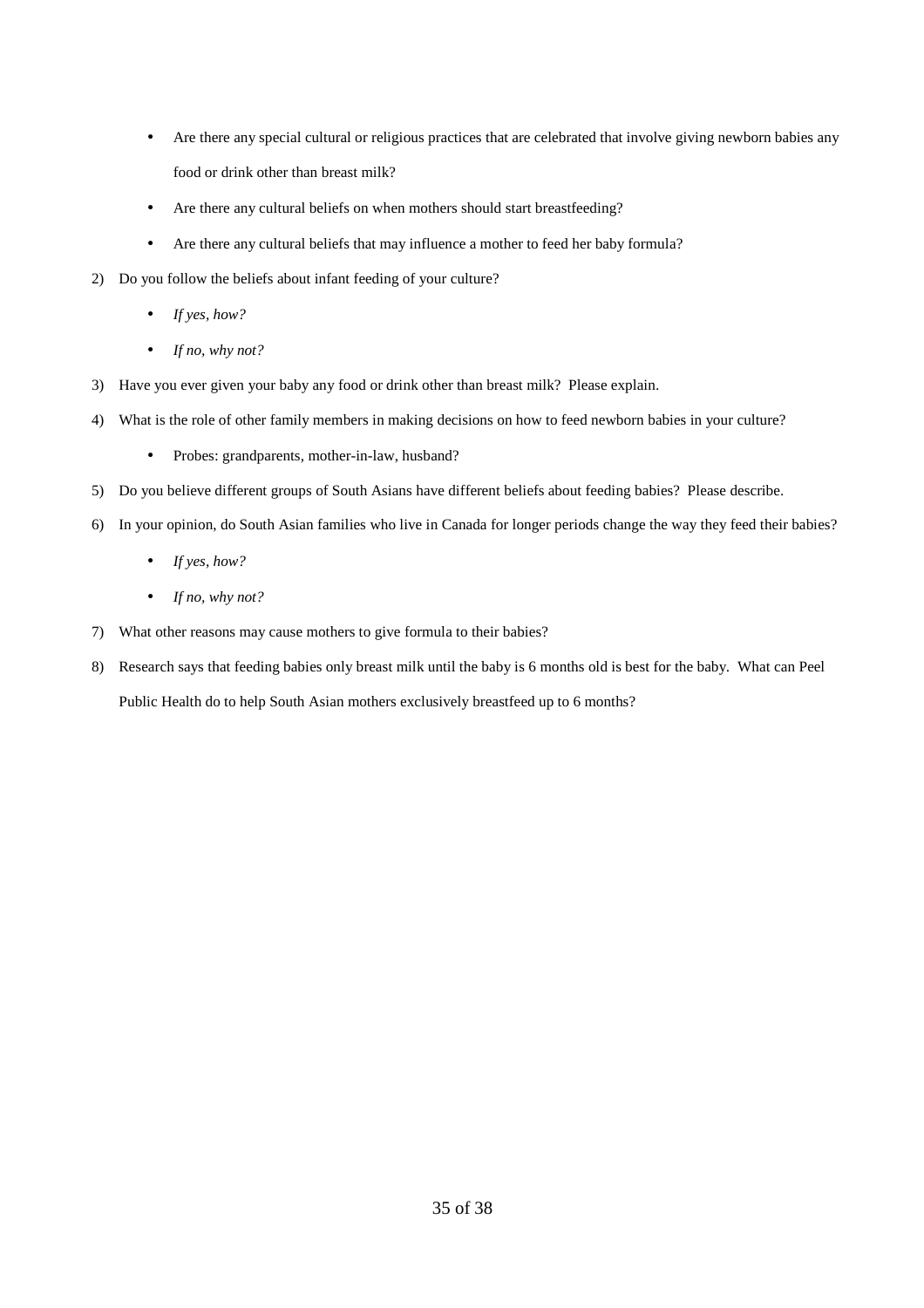- Are there any special cultural or religious practices that are celebrated that involve giving newborn babies any food or drink other than breast milk?
- Are there any cultural beliefs on when mothers should start breastfeeding?
- Are there any cultural beliefs that may influence a mother to feed her baby formula?

2) Do you follow the beliefs about infant feeding of your culture?
   - *If yes, how?*
   - *If no, why not?*
3) Have you ever given your baby any food or drink other than breast milk? Please explain.
4) What is the role of other family members in making decisions on how to feed newborn babies in your culture?
   - Probes: grandparents, mother-in-law, husband?
5) Do you believe different groups of South Asians have different beliefs about feeding babies? Please describe.
6) In your opinion, do South Asian families who live in Canada for longer periods change the way they feed their babies?
   - *If yes, how?*
   - *If no, why not?*
7) What other reasons may cause mothers to give formula to their babies?
8) Research says that feeding babies only breast milk until the baby is 6 months old is best for the baby. What can Peel Public Health do to help South Asian mothers exclusively breastfeed up to 6 months?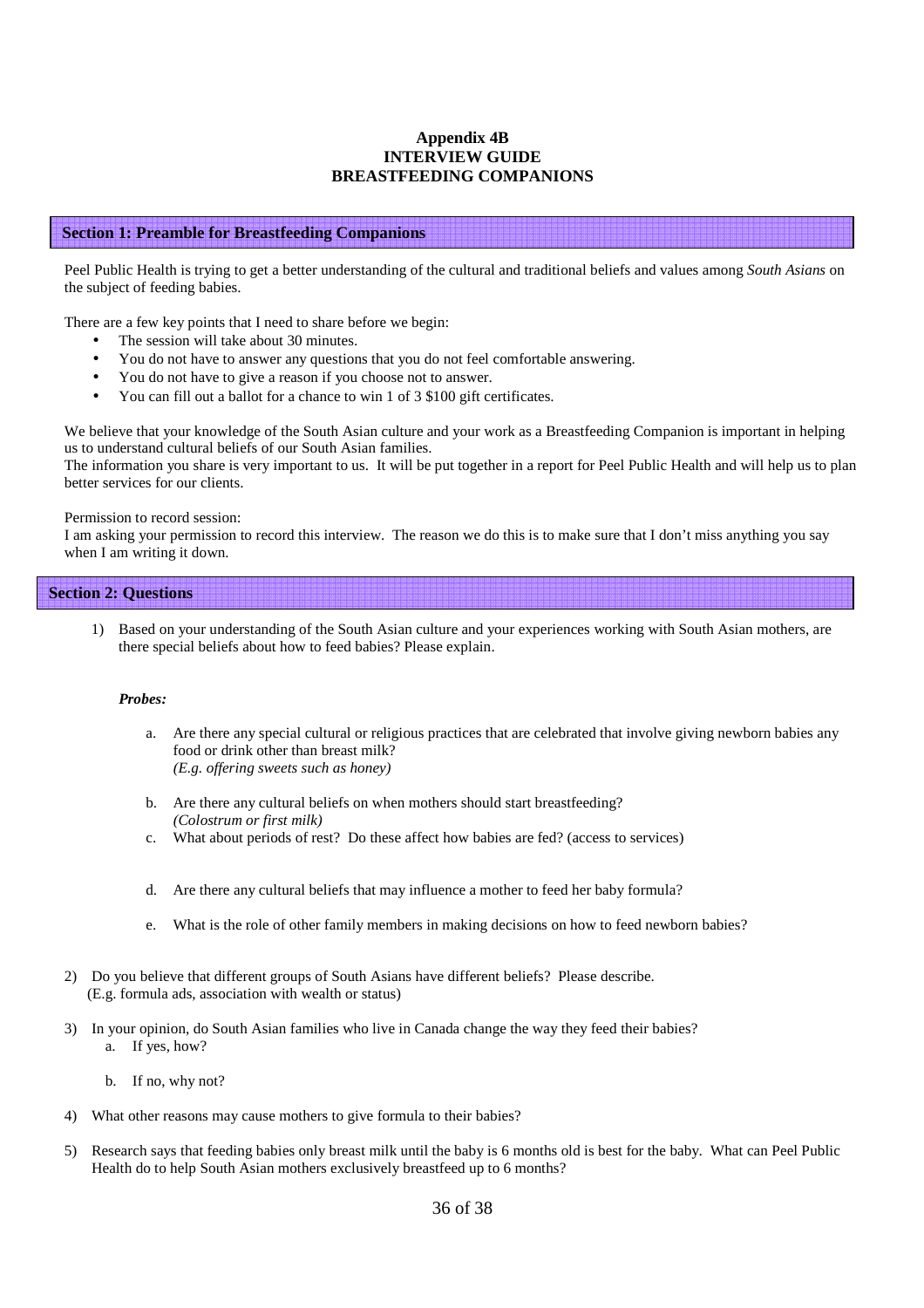# Appendix 4B
# INTERVIEW GUIDE
# BREASTFEEDING COMPANIONS

## Section 1: Preamble for Breastfeeding Companions

Peel Public Health is trying to get a better understanding of the cultural and traditional beliefs and values among *South Asians* on the subject of feeding babies.

There are a few key points that I need to share before we begin:

- The session will take about 30 minutes.
- You do not have to answer any questions that you do not feel comfortable answering.
- You do not have to give a reason if you choose not to answer.
- You can fill out a ballot for a chance to win 1 of 3 $100 gift certificates.

We believe that your knowledge of the South Asian culture and your work as a Breastfeeding Companion is important in helping us to understand cultural beliefs of our South Asian families.
The information you share is very important to us. It will be put together in a report for Peel Public Health and will help us to plan better services for our clients.

Permission to record session:
I am asking your permission to record this interview. The reason we do this is to make sure that I don't miss anything you say when I am writing it down.

## Section 2: Questions

1) Based on your understanding of the South Asian culture and your experiences working with South Asian mothers, are there special beliefs about how to feed babies? Please explain.

   ***Probes:***

   a. Are there any special cultural or religious practices that are celebrated that involve giving newborn babies any food or drink other than breast milk?
   *(E.g. offering sweets such as honey)*

   b. Are there any cultural beliefs on when mothers should start breastfeeding?
   *(Colostrum or first milk)*

   c. What about periods of rest? Do these affect how babies are fed? (access to services)

   d. Are there any cultural beliefs that may influence a mother to feed her baby formula?

   e. What is the role of other family members in making decisions on how to feed newborn babies?

2) Do you believe that different groups of South Asians have different beliefs? Please describe.
   (E.g. formula ads, association with wealth or status)

3) In your opinion, do South Asian families who live in Canada change the way they feed their babies?
   a. If yes, how?

   b. If no, why not?

4) What other reasons may cause mothers to give formula to their babies?

5) Research says that feeding babies only breast milk until the baby is 6 months old is best for the baby. What can Peel Public Health do to help South Asian mothers exclusively breastfeed up to 6 months?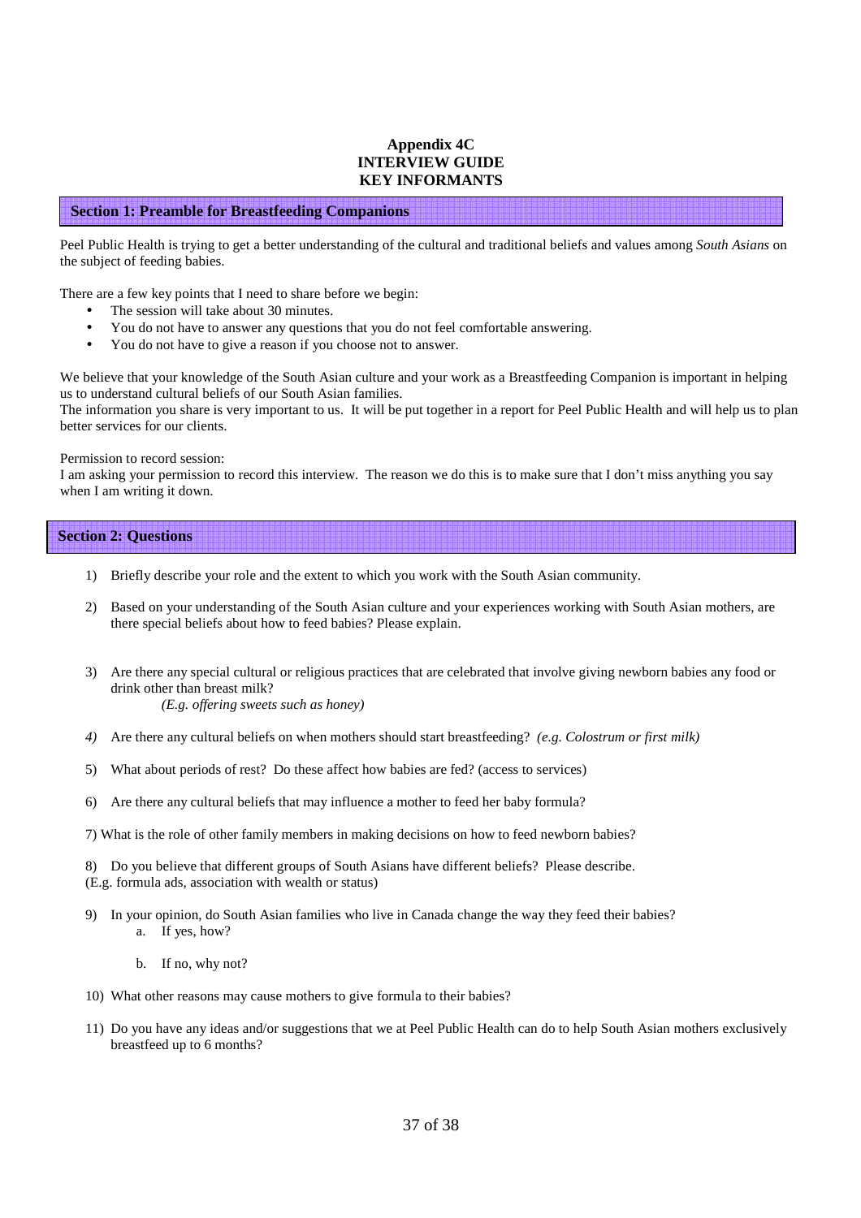# Appendix 4C
# INTERVIEW GUIDE
# KEY INFORMANTS

## Section 1: Preamble for Breastfeeding Companions

Peel Public Health is trying to get a better understanding of the cultural and traditional beliefs and values among *South Asians* on the subject of feeding babies.

There are a few key points that I need to share before we begin:

- The session will take about 30 minutes.
- You do not have to answer any questions that you do not feel comfortable answering.
- You do not have to give a reason if you choose not to answer.

We believe that your knowledge of the South Asian culture and your work as a Breastfeeding Companion is important in helping us to understand cultural beliefs of our South Asian families.
The information you share is very important to us. It will be put together in a report for Peel Public Health and will help us to plan better services for our clients.

Permission to record session:
I am asking your permission to record this interview. The reason we do this is to make sure that I don't miss anything you say when I am writing it down.

## Section 2: Questions

1) Briefly describe your role and the extent to which you work with the South Asian community.

2) Based on your understanding of the South Asian culture and your experiences working with South Asian mothers, are there special beliefs about how to feed babies? Please explain.

3) Are there any special cultural or religious practices that are celebrated that involve giving newborn babies any food or drink other than breast milk?
   *(E.g. offering sweets such as honey)*

4) Are there any cultural beliefs on when mothers should start breastfeeding? *(e.g. Colostrum or first milk)*

5) What about periods of rest? Do these affect how babies are fed? (access to services)

6) Are there any cultural beliefs that may influence a mother to feed her baby formula?

7) What is the role of other family members in making decisions on how to feed newborn babies?

8) Do you believe that different groups of South Asians have different beliefs? Please describe.
(E.g. formula ads, association with wealth or status)

9) In your opinion, do South Asian families who live in Canada change the way they feed their babies?
   a. If yes, how?
   b. If no, why not?

10) What other reasons may cause mothers to give formula to their babies?

11) Do you have any ideas and/or suggestions that we at Peel Public Health can do to help South Asian mothers exclusively breastfeed up to 6 months?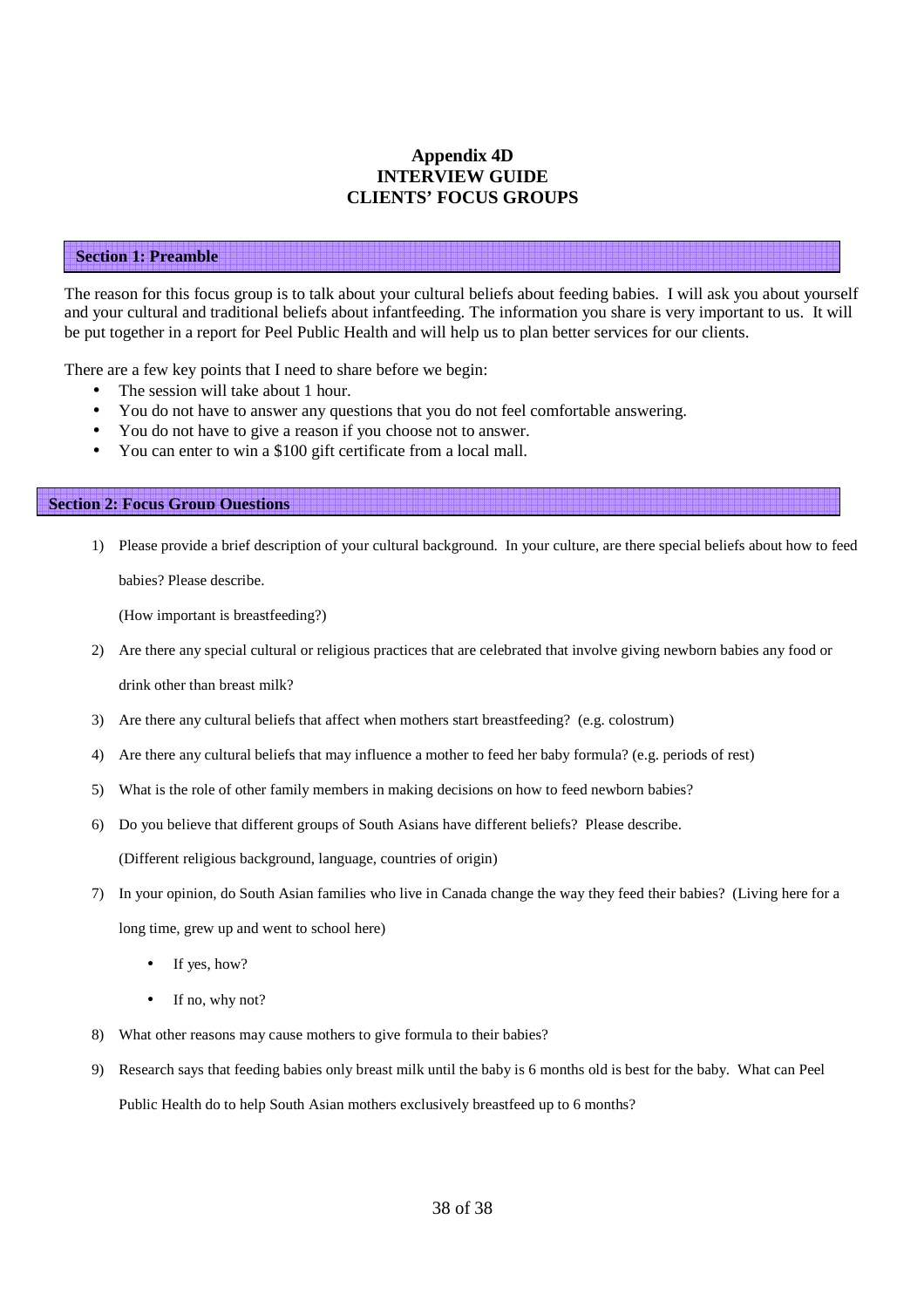# Appendix 4D
# INTERVIEW GUIDE
# CLIENTS' FOCUS GROUPS

## Section 1: Preamble

The reason for this focus group is to talk about your cultural beliefs about feeding babies. I will ask you about yourself and your cultural and traditional beliefs about infantfeeding. The information you share is very important to us. It will be put together in a report for Peel Public Health and will help us to plan better services for our clients.

There are a few key points that I need to share before we begin:

- The session will take about 1 hour.
- You do not have to answer any questions that you do not feel comfortable answering.
- You do not have to give a reason if you choose not to answer.
- You can enter to win a $100 gift certificate from a local mall.

## Section 2: Focus Group Questions

1) Please provide a brief description of your cultural background. In your culture, are there special beliefs about how to feed babies? Please describe.

   (How important is breastfeeding?)

2) Are there any special cultural or religious practices that are celebrated that involve giving newborn babies any food or drink other than breast milk?

3) Are there any cultural beliefs that affect when mothers start breastfeeding? (e.g. colostrum)

4) Are there any cultural beliefs that may influence a mother to feed her baby formula? (e.g. periods of rest)

5) What is the role of other family members in making decisions on how to feed newborn babies?

6) Do you believe that different groups of South Asians have different beliefs? Please describe.

   (Different religious background, language, countries of origin)

7) In your opinion, do South Asian families who live in Canada change the way they feed their babies? (Living here for a long time, grew up and went to school here)

   - If yes, how?
   - If no, why not?

8) What other reasons may cause mothers to give formula to their babies?

9) Research says that feeding babies only breast milk until the baby is 6 months old is best for the baby. What can Peel Public Health do to help South Asian mothers exclusively breastfeed up to 6 months?